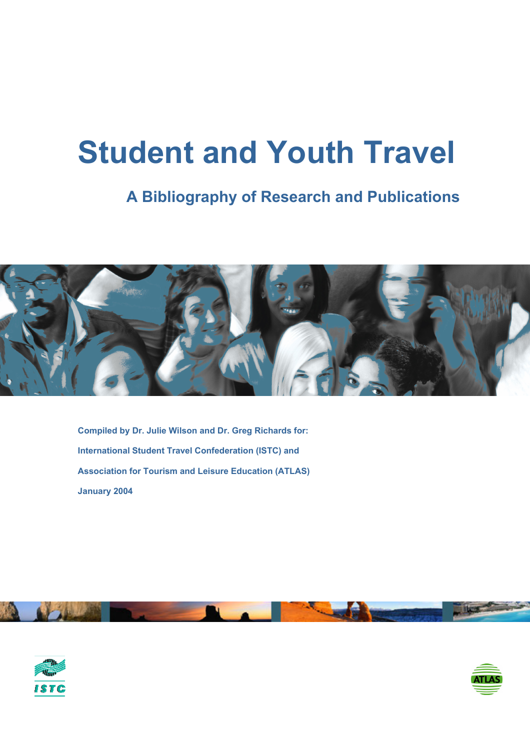# Student and Youth Travel

## A Bibliography of Research and Publications

**Compiled by Dr. Julie Wilson and Dr. Greg Richards for:**

**International Student Travel Confederation (ISTC) and**

**Association for Tourism and Leisure Education (ATLAS)**

**January 2004**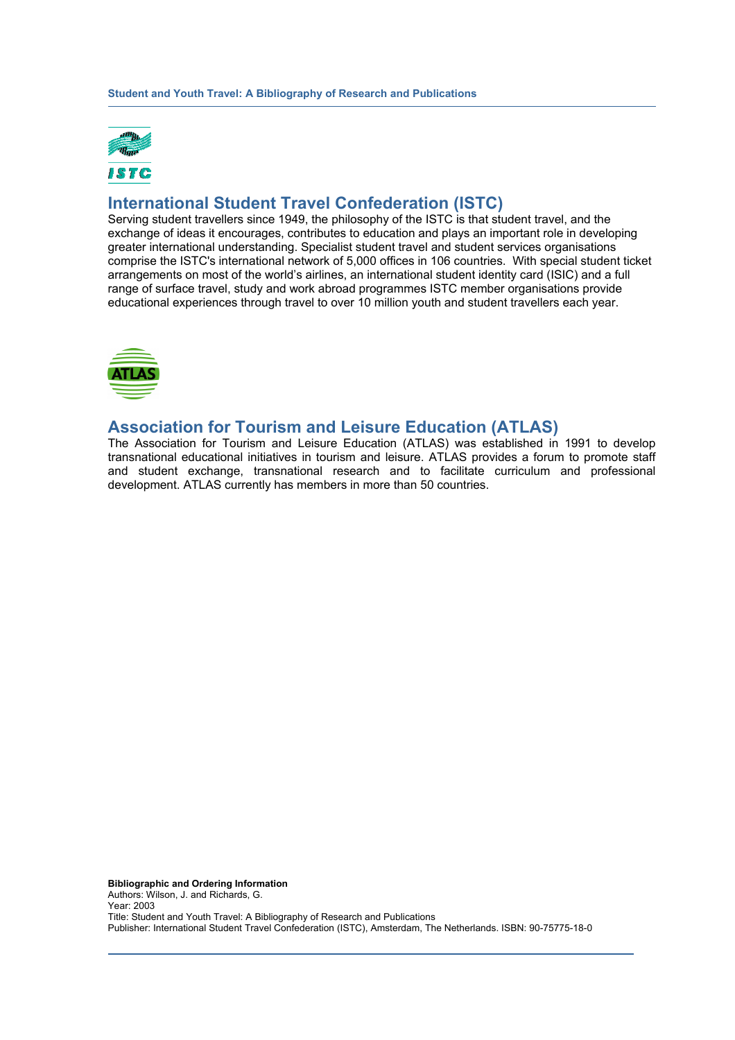## International Student Travel Confederation (ISTC)

Serving student travellers since 1949, the philosophy of the ISTC is that student travel, and the exchange of ideas it encourages, contributes to education and plays an important role in developing greater international understanding. Specialist student travel and student services organisations comprise the ISTC's international network of 5,000 offices in 106 countries. With special student ticket arrangements on most of the world's airlines, an international student identity card (ISIC) and a full range of surface travel, study and work abroad programmes ISTC member organisations provide educational experiences through travel to over 10 million youth and student travellers each year.

## Association for Tourism and Leisure Education (ATLAS)

The Association for Tourism and Leisure Education (ATLAS) was established in 1991 to develop transnational educational initiatives in tourism and leisure. ATLAS provides a forum to promote staff and student exchange, transnational research and to facilitate curriculum and professional development. ATLAS currently has members in more than 50 countries.

**Bibliographic and Ordering Information**
Authors: Wilson, J. and Richards, G.
Year: 2003
Title: Student and Youth Travel: A Bibliography of Research and Publications
Publisher: International Student Travel Confederation (ISTC), Amsterdam, The Netherlands. ISBN: 90-75775-18-0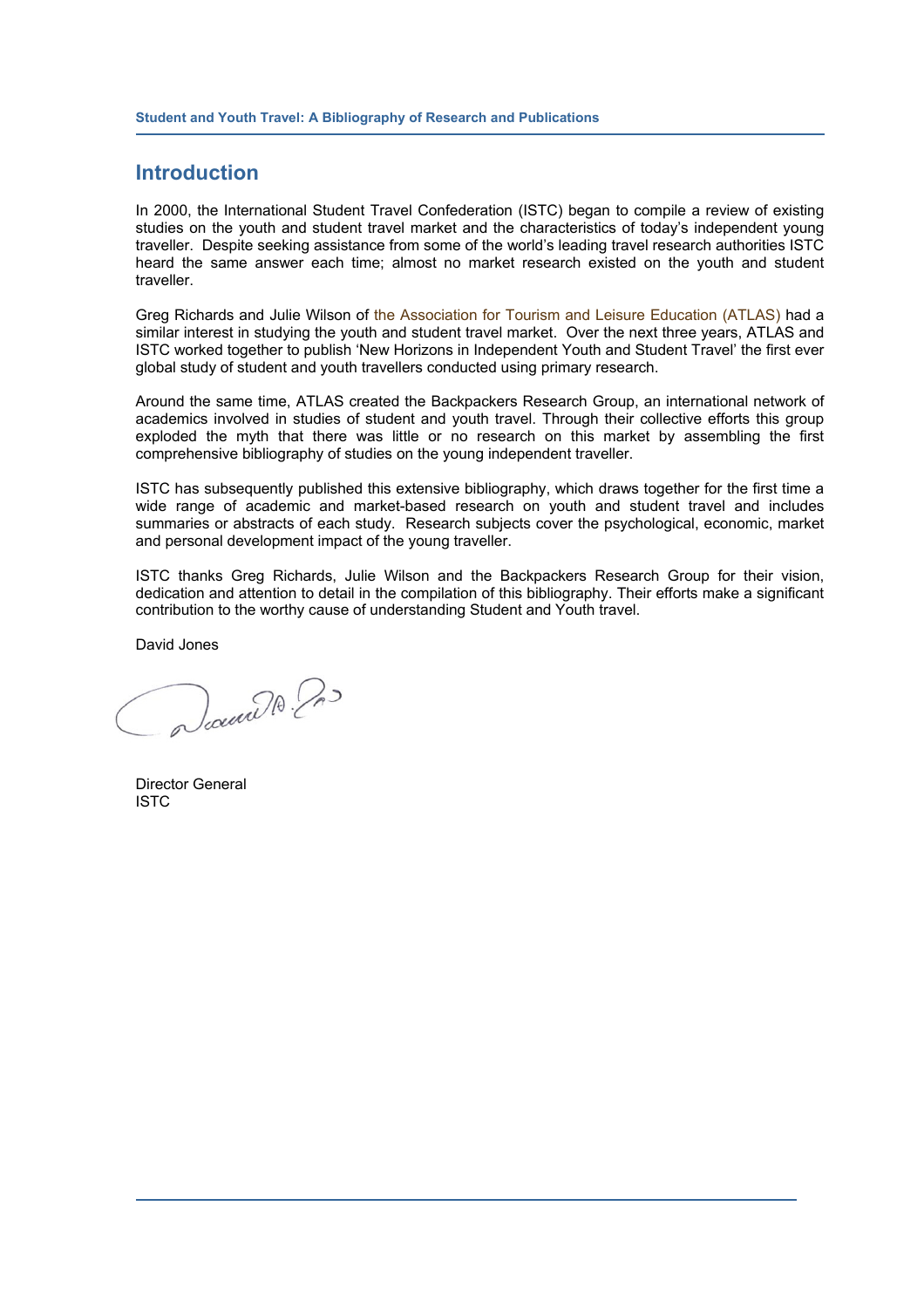## Introduction

In 2000, the International Student Travel Confederation (ISTC) began to compile a review of existing studies on the youth and student travel market and the characteristics of today's independent young traveller. Despite seeking assistance from some of the world's leading travel research authorities ISTC heard the same answer each time; almost no market research existed on the youth and student traveller.

Greg Richards and Julie Wilson of the Association for Tourism and Leisure Education (ATLAS) had a similar interest in studying the youth and student travel market. Over the next three years, ATLAS and ISTC worked together to publish 'New Horizons in Independent Youth and Student Travel' the first ever global study of student and youth travellers conducted using primary research.

Around the same time, ATLAS created the Backpackers Research Group, an international network of academics involved in studies of student and youth travel. Through their collective efforts this group exploded the myth that there was little or no research on this market by assembling the first comprehensive bibliography of studies on the young independent traveller.

ISTC has subsequently published this extensive bibliography, which draws together for the first time a wide range of academic and market-based research on youth and student travel and includes summaries or abstracts of each study. Research subjects cover the psychological, economic, market and personal development impact of the young traveller.

ISTC thanks Greg Richards, Julie Wilson and the Backpackers Research Group for their vision, dedication and attention to detail in the compilation of this bibliography. Their efforts make a significant contribution to the worthy cause of understanding Student and Youth travel.

David Jones

Director General
ISTC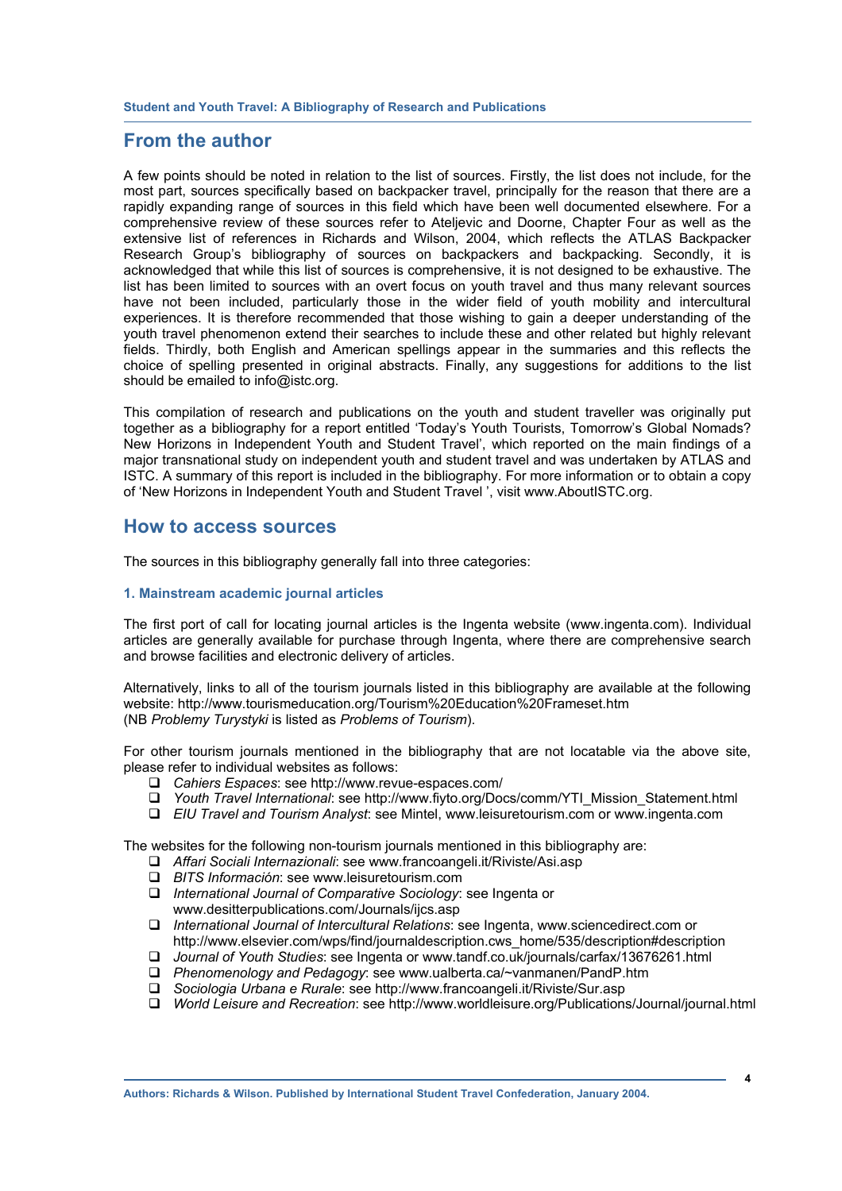## From the author

A few points should be noted in relation to the list of sources. Firstly, the list does not include, for the most part, sources specifically based on backpacker travel, principally for the reason that there are a rapidly expanding range of sources in this field which have been well documented elsewhere. For a comprehensive review of these sources refer to Ateljevic and Doorne, Chapter Four as well as the extensive list of references in Richards and Wilson, 2004, which reflects the ATLAS Backpacker Research Group's bibliography of sources on backpackers and backpacking. Secondly, it is acknowledged that while this list of sources is comprehensive, it is not designed to be exhaustive. The list has been limited to sources with an overt focus on youth travel and thus many relevant sources have not been included, particularly those in the wider field of youth mobility and intercultural experiences. It is therefore recommended that those wishing to gain a deeper understanding of the youth travel phenomenon extend their searches to include these and other related but highly relevant fields. Thirdly, both English and American spellings appear in the summaries and this reflects the choice of spelling presented in original abstracts. Finally, any suggestions for additions to the list should be emailed to info@istc.org.

This compilation of research and publications on the youth and student traveller was originally put together as a bibliography for a report entitled 'Today's Youth Tourists, Tomorrow's Global Nomads? New Horizons in Independent Youth and Student Travel', which reported on the main findings of a major transnational study on independent youth and student travel and was undertaken by ATLAS and ISTC. A summary of this report is included in the bibliography. For more information or to obtain a copy of 'New Horizons in Independent Youth and Student Travel ', visit www.AboutISTC.org.

## How to access sources

The sources in this bibliography generally fall into three categories:

### 1. Mainstream academic journal articles

The first port of call for locating journal articles is the Ingenta website (www.ingenta.com). Individual articles are generally available for purchase through Ingenta, where there are comprehensive search and browse facilities and electronic delivery of articles.

Alternatively, links to all of the tourism journals listed in this bibliography are available at the following website: http://www.tourismeducation.org/Tourism%20Education%20Frameset.htm
(NB *Problemy Turystyki* is listed as *Problems of Tourism*).

For other tourism journals mentioned in the bibliography that are not locatable via the above site, please refer to individual websites as follows:

- *Cahiers Espaces*: see http://www.revue-espaces.com/
- *Youth Travel International*: see http://www.fiyto.org/Docs/comm/YTI_Mission_Statement.html
- *EIU Travel and Tourism Analyst*: see Mintel, www.leisuretourism.com or www.ingenta.com

The websites for the following non-tourism journals mentioned in this bibliography are:

- *Affari Sociali Internazionali*: see www.francoangeli.it/Riviste/Asi.asp
- *BITS Información*: see www.leisuretourism.com
- *International Journal of Comparative Sociology*: see Ingenta or www.desitterpublications.com/Journals/ijcs.asp
- *International Journal of Intercultural Relations*: see Ingenta, www.sciencedirect.com or http://www.elsevier.com/wps/find/journaldescription.cws_home/535/description#description
- *Journal of Youth Studies*: see Ingenta or www.tandf.co.uk/journals/carfax/13676261.html
- *Phenomenology and Pedagogy*: see www.ualberta.ca/~vanmanen/PandP.htm
- *Sociologia Urbana e Rurale*: see http://www.francoangeli.it/Riviste/Sur.asp
- *World Leisure and Recreation*: see http://www.worldleisure.org/Publications/Journal/journal.html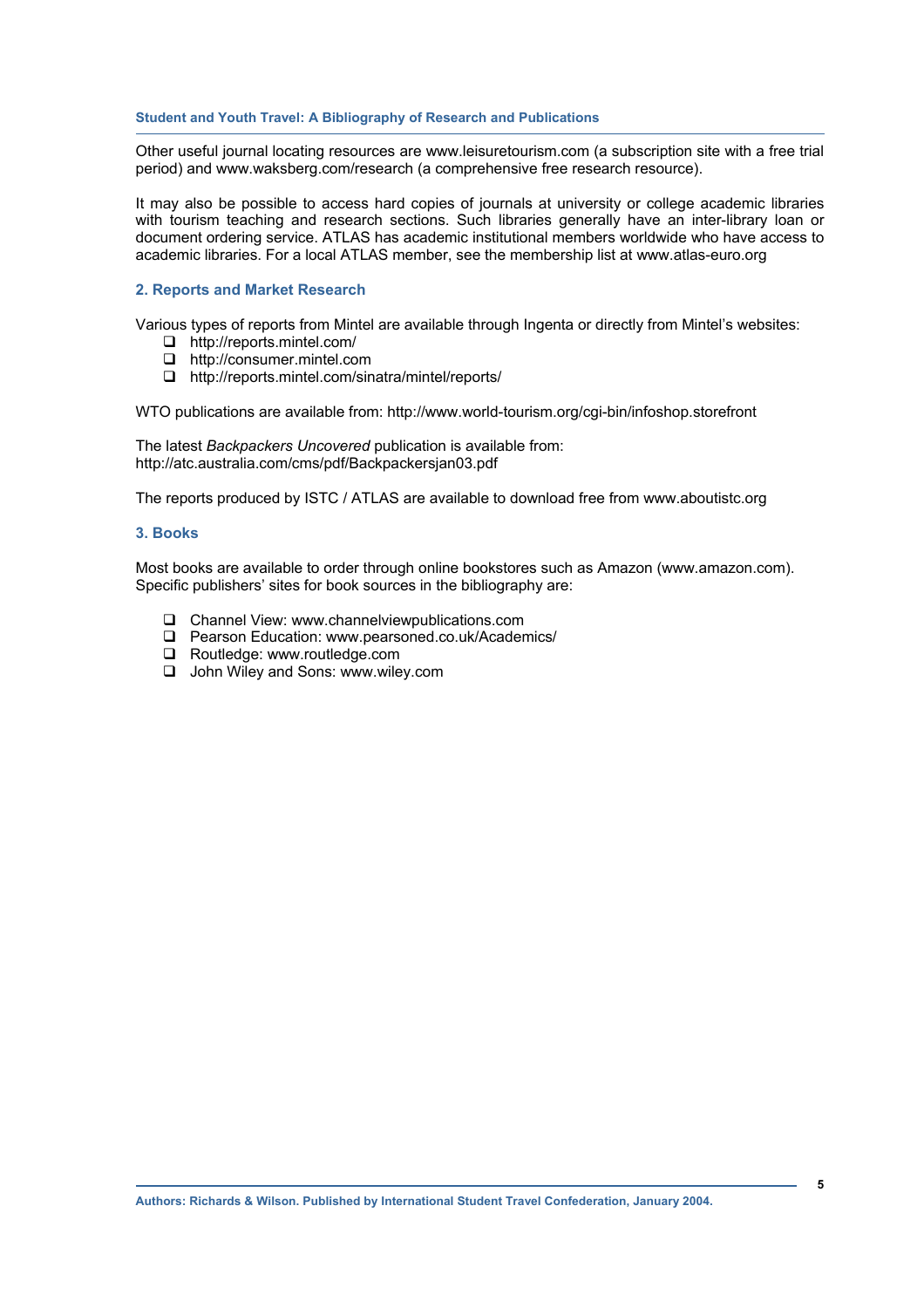Other useful journal locating resources are www.leisuretourism.com (a subscription site with a free trial period) and www.waksberg.com/research (a comprehensive free research resource).

It may also be possible to access hard copies of journals at university or college academic libraries with tourism teaching and research sections. Such libraries generally have an inter-library loan or document ordering service. ATLAS has academic institutional members worldwide who have access to academic libraries. For a local ATLAS member, see the membership list at www.atlas-euro.org

## 2. Reports and Market Research

Various types of reports from Mintel are available through Ingenta or directly from Mintel's websites:

- http://reports.mintel.com/
- http://consumer.mintel.com
- http://reports.mintel.com/sinatra/mintel/reports/

WTO publications are available from: http://www.world-tourism.org/cgi-bin/infoshop.storefront

The latest *Backpackers Uncovered* publication is available from:
http://atc.australia.com/cms/pdf/Backpackersjan03.pdf

The reports produced by ISTC / ATLAS are available to download free from www.aboutistc.org

## 3. Books

Most books are available to order through online bookstores such as Amazon (www.amazon.com). Specific publishers' sites for book sources in the bibliography are:

- Channel View: www.channelviewpublications.com
- Pearson Education: www.pearsoned.co.uk/Academics/
- Routledge: www.routledge.com
- John Wiley and Sons: www.wiley.com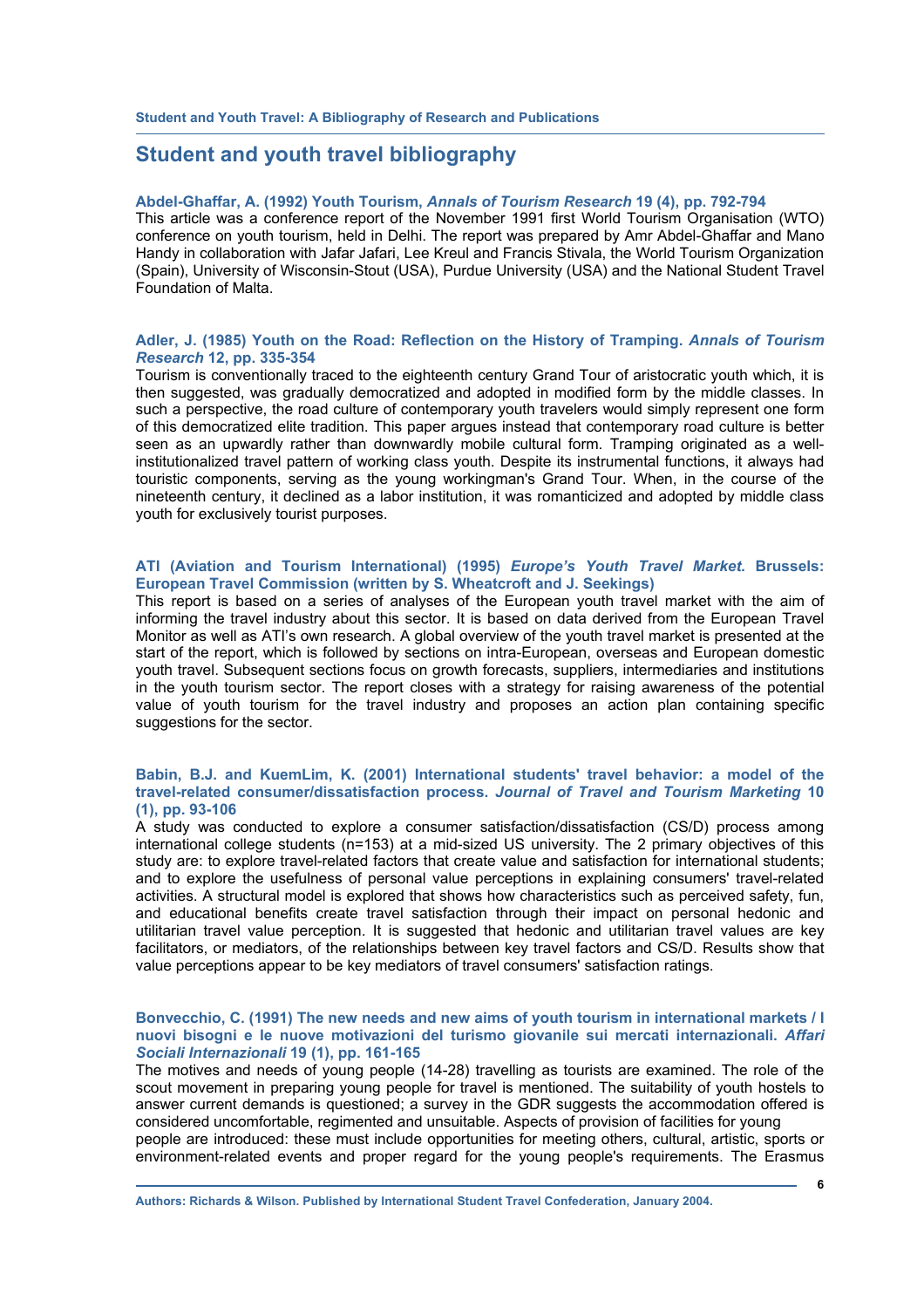## Student and youth travel bibliography

**Abdel-Ghaffar, A. (1992) Youth Tourism, *Annals of Tourism Research* 19 (4), pp. 792-794**

This article was a conference report of the November 1991 first World Tourism Organisation (WTO) conference on youth tourism, held in Delhi. The report was prepared by Amr Abdel-Ghaffar and Mano Handy in collaboration with Jafar Jafari, Lee Kreul and Francis Stivala, the World Tourism Organization (Spain), University of Wisconsin-Stout (USA), Purdue University (USA) and the National Student Travel Foundation of Malta.

**Adler, J. (1985) Youth on the Road: Reflection on the History of Tramping. *Annals of Tourism Research* 12, pp. 335-354**

Tourism is conventionally traced to the eighteenth century Grand Tour of aristocratic youth which, it is then suggested, was gradually democratized and adopted in modified form by the middle classes. In such a perspective, the road culture of contemporary youth travelers would simply represent one form of this democratized elite tradition. This paper argues instead that contemporary road culture is better seen as an upwardly rather than downwardly mobile cultural form. Tramping originated as a well-institutionalized travel pattern of working class youth. Despite its instrumental functions, it always had touristic components, serving as the young workingman's Grand Tour. When, in the course of the nineteenth century, it declined as a labor institution, it was romanticized and adopted by middle class youth for exclusively tourist purposes.

**ATI (Aviation and Tourism International) (1995) *Europe's Youth Travel Market.* Brussels: European Travel Commission (written by S. Wheatcroft and J. Seekings)**

This report is based on a series of analyses of the European youth travel market with the aim of informing the travel industry about this sector. It is based on data derived from the European Travel Monitor as well as ATI's own research. A global overview of the youth travel market is presented at the start of the report, which is followed by sections on intra-European, overseas and European domestic youth travel. Subsequent sections focus on growth forecasts, suppliers, intermediaries and institutions in the youth tourism sector. The report closes with a strategy for raising awareness of the potential value of youth tourism for the travel industry and proposes an action plan containing specific suggestions for the sector.

**Babin, B.J. and KuemLim, K. (2001) International students' travel behavior: a model of the travel-related consumer/dissatisfaction process. *Journal of Travel and Tourism Marketing* 10 (1), pp. 93-106**

A study was conducted to explore a consumer satisfaction/dissatisfaction (CS/D) process among international college students (n=153) at a mid-sized US university. The 2 primary objectives of this study are: to explore travel-related factors that create value and satisfaction for international students; and to explore the usefulness of personal value perceptions in explaining consumers' travel-related activities. A structural model is explored that shows how characteristics such as perceived safety, fun, and educational benefits create travel satisfaction through their impact on personal hedonic and utilitarian travel value perception. It is suggested that hedonic and utilitarian travel values are key facilitators, or mediators, of the relationships between key travel factors and CS/D. Results show that value perceptions appear to be key mediators of travel consumers' satisfaction ratings.

**Bonvecchio, C. (1991) The new needs and new aims of youth tourism in international markets / I nuovi bisogni e le nuove motivazioni del turismo giovanile sui mercati internazionali. *Affari Sociali Internazionali* 19 (1), pp. 161-165**

The motives and needs of young people (14-28) travelling as tourists are examined. The role of the scout movement in preparing young people for travel is mentioned. The suitability of youth hostels to answer current demands is questioned; a survey in the GDR suggests the accommodation offered is considered uncomfortable, regimented and unsuitable. Aspects of provision of facilities for young people are introduced: these must include opportunities for meeting others, cultural, artistic, sports or environment-related events and proper regard for the young people's requirements. The Erasmus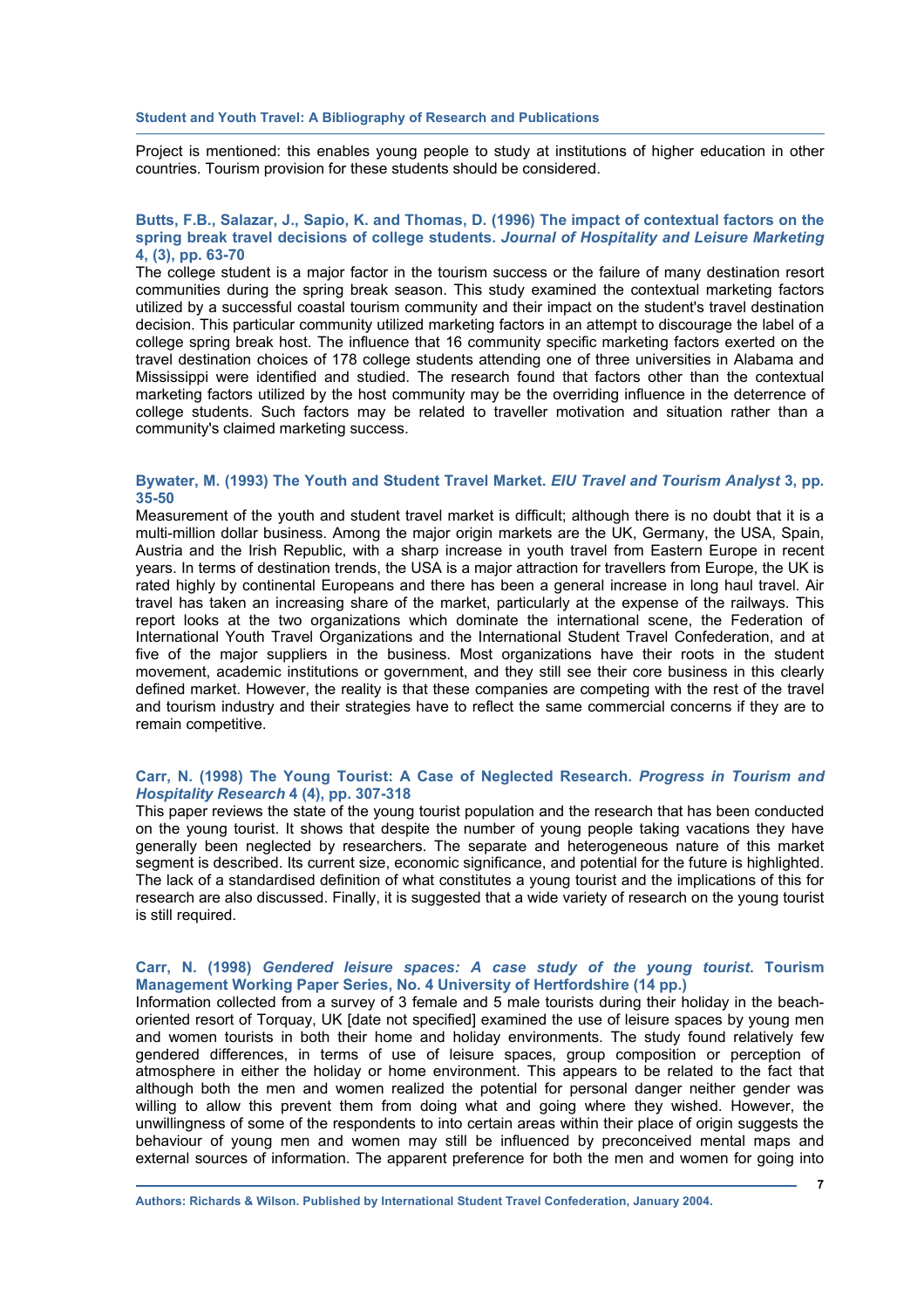Project is mentioned: this enables young people to study at institutions of higher education in other countries. Tourism provision for these students should be considered.

**Butts, F.B., Salazar, J., Sapio, K. and Thomas, D. (1996) The impact of contextual factors on the spring break travel decisions of college students. *Journal of Hospitality and Leisure Marketing* 4, (3), pp. 63-70**

The college student is a major factor in the tourism success or the failure of many destination resort communities during the spring break season. This study examined the contextual marketing factors utilized by a successful coastal tourism community and their impact on the student's travel destination decision. This particular community utilized marketing factors in an attempt to discourage the label of a college spring break host. The influence that 16 community specific marketing factors exerted on the travel destination choices of 178 college students attending one of three universities in Alabama and Mississippi were identified and studied. The research found that factors other than the contextual marketing factors utilized by the host community may be the overriding influence in the deterrence of college students. Such factors may be related to traveller motivation and situation rather than a community's claimed marketing success.

**Bywater, M. (1993) The Youth and Student Travel Market. *EIU Travel and Tourism Analyst* 3, pp. 35-50**

Measurement of the youth and student travel market is difficult; although there is no doubt that it is a multi-million dollar business. Among the major origin markets are the UK, Germany, the USA, Spain, Austria and the Irish Republic, with a sharp increase in youth travel from Eastern Europe in recent years. In terms of destination trends, the USA is a major attraction for travellers from Europe, the UK is rated highly by continental Europeans and there has been a general increase in long haul travel. Air travel has taken an increasing share of the market, particularly at the expense of the railways. This report looks at the two organizations which dominate the international scene, the Federation of International Youth Travel Organizations and the International Student Travel Confederation, and at five of the major suppliers in the business. Most organizations have their roots in the student movement, academic institutions or government, and they still see their core business in this clearly defined market. However, the reality is that these companies are competing with the rest of the travel and tourism industry and their strategies have to reflect the same commercial concerns if they are to remain competitive.

**Carr, N. (1998) The Young Tourist: A Case of Neglected Research. *Progress in Tourism and Hospitality Research* 4 (4), pp. 307-318**

This paper reviews the state of the young tourist population and the research that has been conducted on the young tourist. It shows that despite the number of young people taking vacations they have generally been neglected by researchers. The separate and heterogeneous nature of this market segment is described. Its current size, economic significance, and potential for the future is highlighted. The lack of a standardised definition of what constitutes a young tourist and the implications of this for research are also discussed. Finally, it is suggested that a wide variety of research on the young tourist is still required.

**Carr, N. (1998) *Gendered leisure spaces: A case study of the young tourist.* Tourism Management Working Paper Series, No. 4 University of Hertfordshire (14 pp.)**

Information collected from a survey of 3 female and 5 male tourists during their holiday in the beach-oriented resort of Torquay, UK [date not specified] examined the use of leisure spaces by young men and women tourists in both their home and holiday environments. The study found relatively few gendered differences, in terms of use of leisure spaces, group composition or perception of atmosphere in either the holiday or home environment. This appears to be related to the fact that although both the men and women realized the potential for personal danger neither gender was willing to allow this prevent them from doing what and going where they wished. However, the unwillingness of some of the respondents to into certain areas within their place of origin suggests the behaviour of young men and women may still be influenced by preconceived mental maps and external sources of information. The apparent preference for both the men and women for going into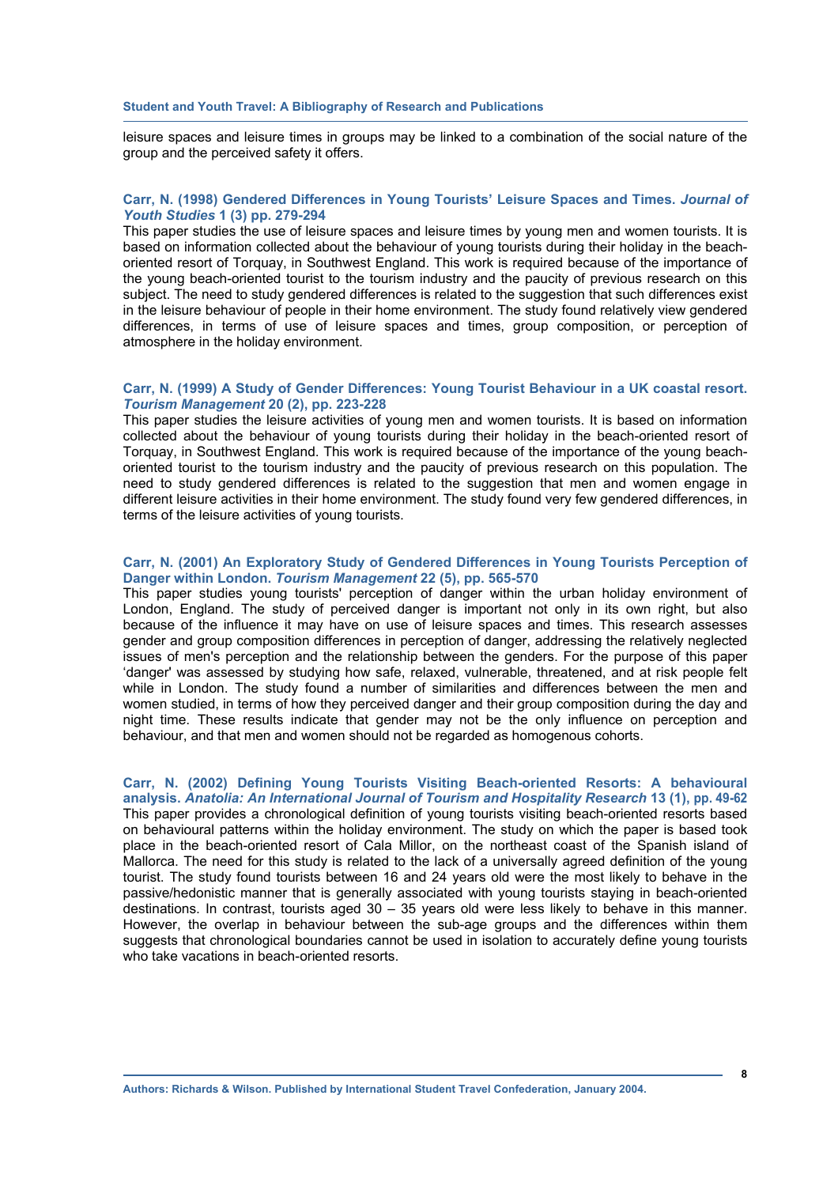leisure spaces and leisure times in groups may be linked to a combination of the social nature of the group and the perceived safety it offers.

**Carr, N. (1998) Gendered Differences in Young Tourists' Leisure Spaces and Times. *Journal of Youth Studies* 1 (3) pp. 279-294**

This paper studies the use of leisure spaces and leisure times by young men and women tourists. It is based on information collected about the behaviour of young tourists during their holiday in the beach-oriented resort of Torquay, in Southwest England. This work is required because of the importance of the young beach-oriented tourist to the tourism industry and the paucity of previous research on this subject. The need to study gendered differences is related to the suggestion that such differences exist in the leisure behaviour of people in their home environment. The study found relatively view gendered differences, in terms of use of leisure spaces and times, group composition, or perception of atmosphere in the holiday environment.

**Carr, N. (1999) A Study of Gender Differences: Young Tourist Behaviour in a UK coastal resort. *Tourism Management* 20 (2), pp. 223-228**

This paper studies the leisure activities of young men and women tourists. It is based on information collected about the behaviour of young tourists during their holiday in the beach-oriented resort of Torquay, in Southwest England. This work is required because of the importance of the young beach-oriented tourist to the tourism industry and the paucity of previous research on this population. The need to study gendered differences is related to the suggestion that men and women engage in different leisure activities in their home environment. The study found very few gendered differences, in terms of the leisure activities of young tourists.

**Carr, N. (2001) An Exploratory Study of Gendered Differences in Young Tourists Perception of Danger within London. *Tourism Management* 22 (5), pp. 565-570**

This paper studies young tourists' perception of danger within the urban holiday environment of London, England. The study of perceived danger is important not only in its own right, but also because of the influence it may have on use of leisure spaces and times. This research assesses gender and group composition differences in perception of danger, addressing the relatively neglected issues of men's perception and the relationship between the genders. For the purpose of this paper 'danger' was assessed by studying how safe, relaxed, vulnerable, threatened, and at risk people felt while in London. The study found a number of similarities and differences between the men and women studied, in terms of how they perceived danger and their group composition during the day and night time. These results indicate that gender may not be the only influence on perception and behaviour, and that men and women should not be regarded as homogenous cohorts.

**Carr, N. (2002) Defining Young Tourists Visiting Beach-oriented Resorts: A behavioural analysis. *Anatolia: An International Journal of Tourism and Hospitality Research* 13 (1), pp. 49-62**

This paper provides a chronological definition of young tourists visiting beach-oriented resorts based on behavioural patterns within the holiday environment. The study on which the paper is based took place in the beach-oriented resort of Cala Millor, on the northeast coast of the Spanish island of Mallorca. The need for this study is related to the lack of a universally agreed definition of the young tourist. The study found tourists between 16 and 24 years old were the most likely to behave in the passive/hedonistic manner that is generally associated with young tourists staying in beach-oriented destinations. In contrast, tourists aged 30 – 35 years old were less likely to behave in this manner. However, the overlap in behaviour between the sub-age groups and the differences within them suggests that chronological boundaries cannot be used in isolation to accurately define young tourists who take vacations in beach-oriented resorts.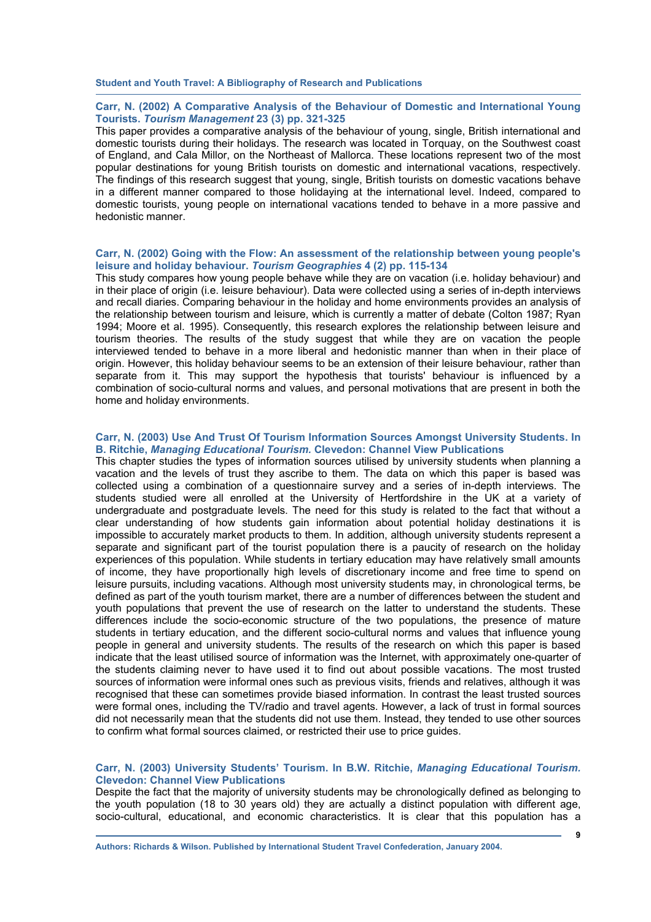**Carr, N. (2002) A Comparative Analysis of the Behaviour of Domestic and International Young Tourists. *Tourism Management* 23 (3) pp. 321-325**

This paper provides a comparative analysis of the behaviour of young, single, British international and domestic tourists during their holidays. The research was located in Torquay, on the Southwest coast of England, and Cala Millor, on the Northeast of Mallorca. These locations represent two of the most popular destinations for young British tourists on domestic and international vacations, respectively. The findings of this research suggest that young, single, British tourists on domestic vacations behave in a different manner compared to those holidaying at the international level. Indeed, compared to domestic tourists, young people on international vacations tended to behave in a more passive and hedonistic manner.

**Carr, N. (2002) Going with the Flow: An assessment of the relationship between young people's leisure and holiday behaviour. *Tourism Geographies* 4 (2) pp. 115-134**

This study compares how young people behave while they are on vacation (i.e. holiday behaviour) and in their place of origin (i.e. leisure behaviour). Data were collected using a series of in-depth interviews and recall diaries. Comparing behaviour in the holiday and home environments provides an analysis of the relationship between tourism and leisure, which is currently a matter of debate (Colton 1987; Ryan 1994; Moore et al. 1995). Consequently, this research explores the relationship between leisure and tourism theories. The results of the study suggest that while they are on vacation the people interviewed tended to behave in a more liberal and hedonistic manner than when in their place of origin. However, this holiday behaviour seems to be an extension of their leisure behaviour, rather than separate from it. This may support the hypothesis that tourists' behaviour is influenced by a combination of socio-cultural norms and values, and personal motivations that are present in both the home and holiday environments.

**Carr, N. (2003) Use And Trust Of Tourism Information Sources Amongst University Students. In B. Ritchie, *Managing Educational Tourism.* Clevedon: Channel View Publications**

This chapter studies the types of information sources utilised by university students when planning a vacation and the levels of trust they ascribe to them. The data on which this paper is based was collected using a combination of a questionnaire survey and a series of in-depth interviews. The students studied were all enrolled at the University of Hertfordshire in the UK at a variety of undergraduate and postgraduate levels. The need for this study is related to the fact that without a clear understanding of how students gain information about potential holiday destinations it is impossible to accurately market products to them. In addition, although university students represent a separate and significant part of the tourist population there is a paucity of research on the holiday experiences of this population. While students in tertiary education may have relatively small amounts of income, they have proportionally high levels of discretionary income and free time to spend on leisure pursuits, including vacations. Although most university students may, in chronological terms, be defined as part of the youth tourism market, there are a number of differences between the student and youth populations that prevent the use of research on the latter to understand the students. These differences include the socio-economic structure of the two populations, the presence of mature students in tertiary education, and the different socio-cultural norms and values that influence young people in general and university students. The results of the research on which this paper is based indicate that the least utilised source of information was the Internet, with approximately one-quarter of the students claiming never to have used it to find out about possible vacations. The most trusted sources of information were informal ones such as previous visits, friends and relatives, although it was recognised that these can sometimes provide biased information. In contrast the least trusted sources were formal ones, including the TV/radio and travel agents. However, a lack of trust in formal sources did not necessarily mean that the students did not use them. Instead, they tended to use other sources to confirm what formal sources claimed, or restricted their use to price guides.

**Carr, N. (2003) University Students' Tourism. In B.W. Ritchie, *Managing Educational Tourism.* Clevedon: Channel View Publications**

Despite the fact that the majority of university students may be chronologically defined as belonging to the youth population (18 to 30 years old) they are actually a distinct population with different age, socio-cultural, educational, and economic characteristics. It is clear that this population has a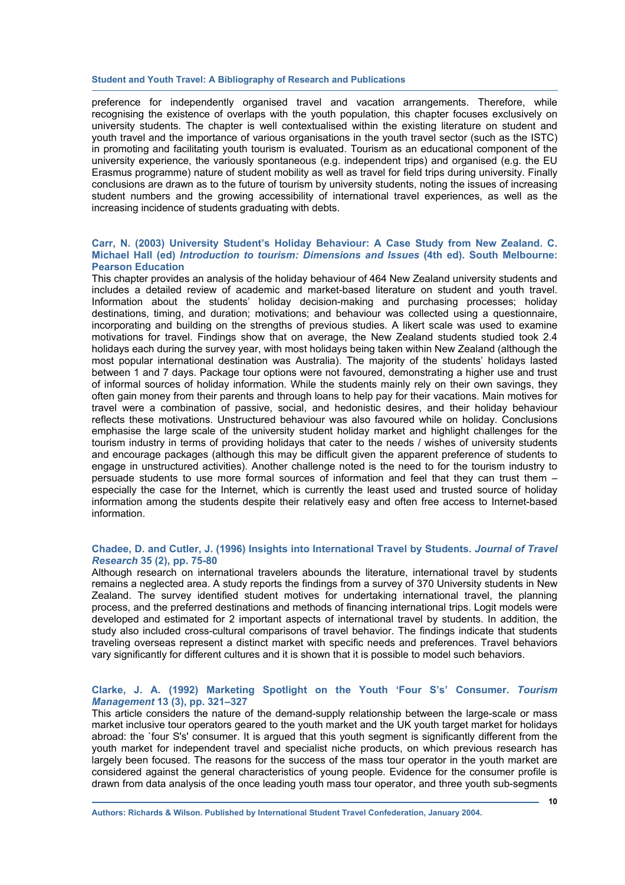preference for independently organised travel and vacation arrangements. Therefore, while recognising the existence of overlaps with the youth population, this chapter focuses exclusively on university students. The chapter is well contextualised within the existing literature on student and youth travel and the importance of various organisations in the youth travel sector (such as the ISTC) in promoting and facilitating youth tourism is evaluated. Tourism as an educational component of the university experience, the variously spontaneous (e.g. independent trips) and organised (e.g. the EU Erasmus programme) nature of student mobility as well as travel for field trips during university. Finally conclusions are drawn as to the future of tourism by university students, noting the issues of increasing student numbers and the growing accessibility of international travel experiences, as well as the increasing incidence of students graduating with debts.

**Carr, N. (2003) University Student's Holiday Behaviour: A Case Study from New Zealand. C. Michael Hall (ed) *Introduction to tourism: Dimensions and Issues* (4th ed). South Melbourne: Pearson Education**

This chapter provides an analysis of the holiday behaviour of 464 New Zealand university students and includes a detailed review of academic and market-based literature on student and youth travel. Information about the students' holiday decision-making and purchasing processes; holiday destinations, timing, and duration; motivations; and behaviour was collected using a questionnaire, incorporating and building on the strengths of previous studies. A likert scale was used to examine motivations for travel. Findings show that on average, the New Zealand students studied took 2.4 holidays each during the survey year, with most holidays being taken within New Zealand (although the most popular international destination was Australia). The majority of the students' holidays lasted between 1 and 7 days. Package tour options were not favoured, demonstrating a higher use and trust of informal sources of holiday information. While the students mainly rely on their own savings, they often gain money from their parents and through loans to help pay for their vacations. Main motives for travel were a combination of passive, social, and hedonistic desires, and their holiday behaviour reflects these motivations. Unstructured behaviour was also favoured while on holiday. Conclusions emphasise the large scale of the university student holiday market and highlight challenges for the tourism industry in terms of providing holidays that cater to the needs / wishes of university students and encourage packages (although this may be difficult given the apparent preference of students to engage in unstructured activities). Another challenge noted is the need to for the tourism industry to persuade students to use more formal sources of information and feel that they can trust them – especially the case for the Internet, which is currently the least used and trusted source of holiday information among the students despite their relatively easy and often free access to Internet-based information.

**Chadee, D. and Cutler, J. (1996) Insights into International Travel by Students. *Journal of Travel Research* 35 (2), pp. 75-80**

Although research on international travelers abounds the literature, international travel by students remains a neglected area. A study reports the findings from a survey of 370 University students in New Zealand. The survey identified student motives for undertaking international travel, the planning process, and the preferred destinations and methods of financing international trips. Logit models were developed and estimated for 2 important aspects of international travel by students. In addition, the study also included cross-cultural comparisons of travel behavior. The findings indicate that students traveling overseas represent a distinct market with specific needs and preferences. Travel behaviors vary significantly for different cultures and it is shown that it is possible to model such behaviors.

**Clarke, J. A. (1992) Marketing Spotlight on the Youth 'Four S's' Consumer. *Tourism Management* 13 (3), pp. 321–327**

This article considers the nature of the demand-supply relationship between the large-scale or mass market inclusive tour operators geared to the youth market and the UK youth target market for holidays abroad: the `four S's' consumer. It is argued that this youth segment is significantly different from the youth market for independent travel and specialist niche products, on which previous research has largely been focused. The reasons for the success of the mass tour operator in the youth market are considered against the general characteristics of young people. Evidence for the consumer profile is drawn from data analysis of the once leading youth mass tour operator, and three youth sub-segments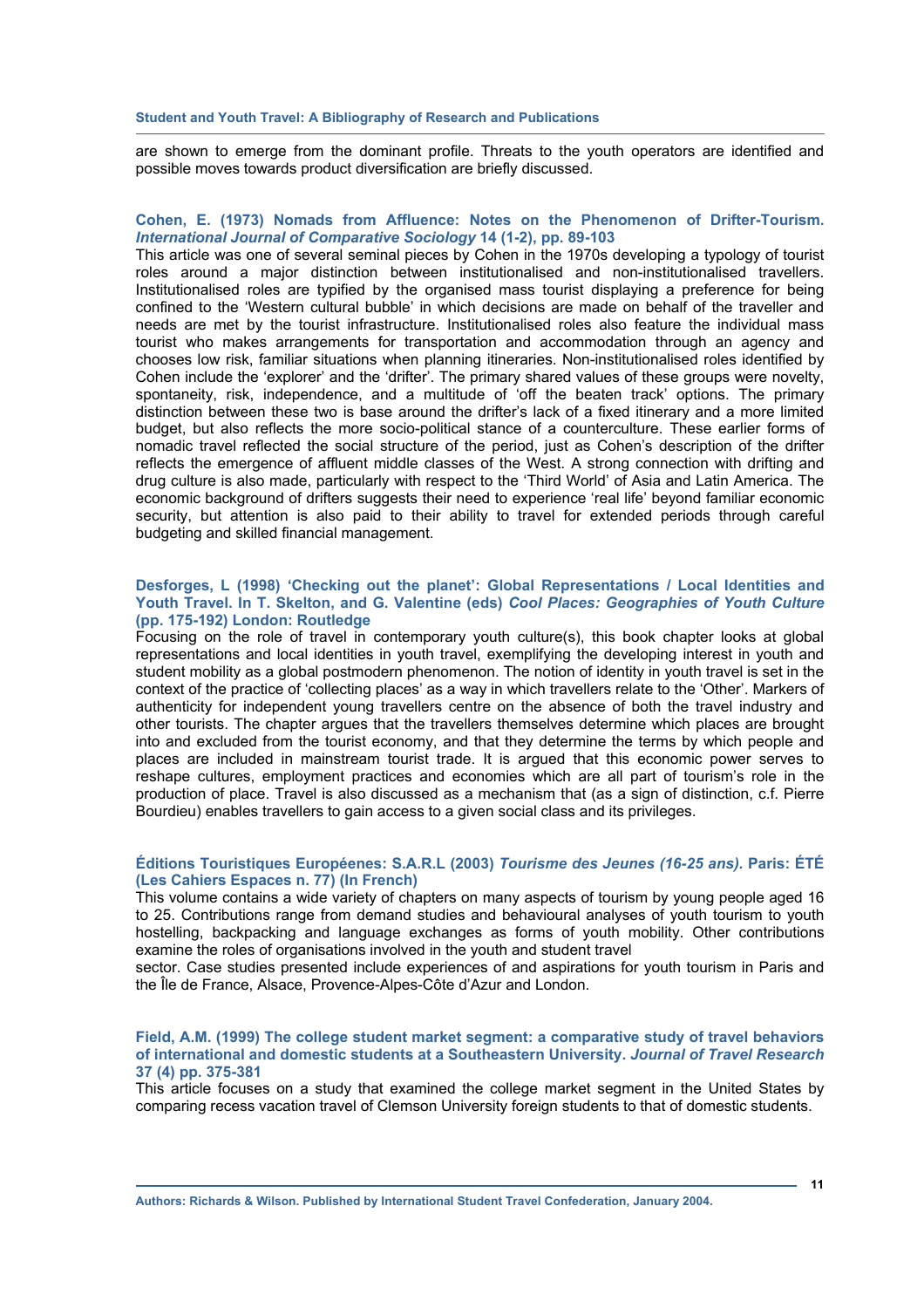are shown to emerge from the dominant profile. Threats to the youth operators are identified and possible moves towards product diversification are briefly discussed.

**Cohen, E. (1973) Nomads from Affluence: Notes on the Phenomenon of Drifter-Tourism. *International Journal of Comparative Sociology* 14 (1-2), pp. 89-103**

This article was one of several seminal pieces by Cohen in the 1970s developing a typology of tourist roles around a major distinction between institutionalised and non-institutionalised travellers. Institutionalised roles are typified by the organised mass tourist displaying a preference for being confined to the 'Western cultural bubble' in which decisions are made on behalf of the traveller and needs are met by the tourist infrastructure. Institutionalised roles also feature the individual mass tourist who makes arrangements for transportation and accommodation through an agency and chooses low risk, familiar situations when planning itineraries. Non-institutionalised roles identified by Cohen include the 'explorer' and the 'drifter'. The primary shared values of these groups were novelty, spontaneity, risk, independence, and a multitude of 'off the beaten track' options. The primary distinction between these two is base around the drifter's lack of a fixed itinerary and a more limited budget, but also reflects the more socio-political stance of a counterculture. These earlier forms of nomadic travel reflected the social structure of the period, just as Cohen's description of the drifter reflects the emergence of affluent middle classes of the West. A strong connection with drifting and drug culture is also made, particularly with respect to the 'Third World' of Asia and Latin America. The economic background of drifters suggests their need to experience 'real life' beyond familiar economic security, but attention is also paid to their ability to travel for extended periods through careful budgeting and skilled financial management.

**Desforges, L (1998) 'Checking out the planet': Global Representations / Local Identities and Youth Travel. In T. Skelton, and G. Valentine (eds) *Cool Places: Geographies of Youth Culture* (pp. 175-192) London: Routledge**

Focusing on the role of travel in contemporary youth culture(s), this book chapter looks at global representations and local identities in youth travel, exemplifying the developing interest in youth and student mobility as a global postmodern phenomenon. The notion of identity in youth travel is set in the context of the practice of 'collecting places' as a way in which travellers relate to the 'Other'. Markers of authenticity for independent young travellers centre on the absence of both the travel industry and other tourists. The chapter argues that the travellers themselves determine which places are brought into and excluded from the tourist economy, and that they determine the terms by which people and places are included in mainstream tourist trade. It is argued that this economic power serves to reshape cultures, employment practices and economies which are all part of tourism's role in the production of place. Travel is also discussed as a mechanism that (as a sign of distinction, c.f. Pierre Bourdieu) enables travellers to gain access to a given social class and its privileges.

**Éditions Touristiques Européenes: S.A.R.L (2003) *Tourisme des Jeunes (16-25 ans).* Paris: ÉTÉ (Les Cahiers Espaces n. 77) (In French)**

This volume contains a wide variety of chapters on many aspects of tourism by young people aged 16 to 25. Contributions range from demand studies and behavioural analyses of youth tourism to youth hostelling, backpacking and language exchanges as forms of youth mobility. Other contributions examine the roles of organisations involved in the youth and student travel sector. Case studies presented include experiences of and aspirations for youth tourism in Paris and the Île de France, Alsace, Provence-Alpes-Côte d'Azur and London.

**Field, A.M. (1999) The college student market segment: a comparative study of travel behaviors of international and domestic students at a Southeastern University. *Journal of Travel Research* 37 (4) pp. 375-381**

This article focuses on a study that examined the college market segment in the United States by comparing recess vacation travel of Clemson University foreign students to that of domestic students.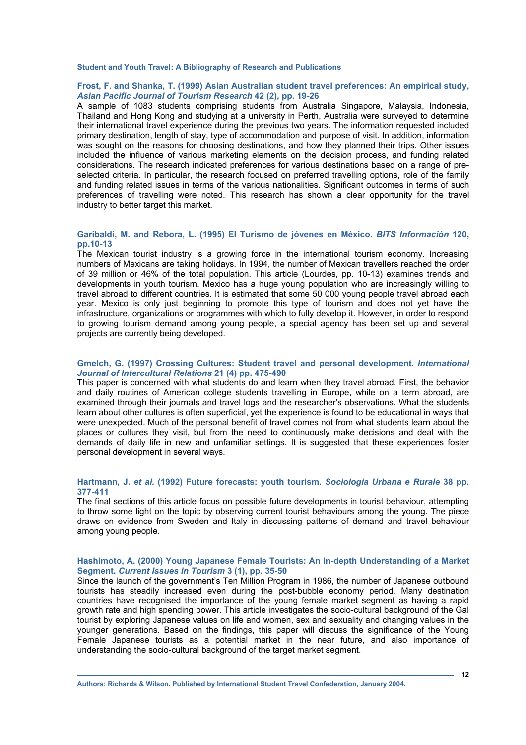**Frost, F. and Shanka, T. (1999) Asian Australian student travel preferences: An empirical study, *Asian Pacific Journal of Tourism Research* 42 (2), pp. 19-26**

A sample of 1083 students comprising students from Australia Singapore, Malaysia, Indonesia, Thailand and Hong Kong and studying at a university in Perth, Australia were surveyed to determine their international travel experience during the previous two years. The information requested included primary destination, length of stay, type of accommodation and purpose of visit. In addition, information was sought on the reasons for choosing destinations, and how they planned their trips. Other issues included the influence of various marketing elements on the decision process, and funding related considerations. The research indicated preferences for various destinations based on a range of pre-selected criteria. In particular, the research focused on preferred travelling options, role of the family and funding related issues in terms of the various nationalities. Significant outcomes in terms of such preferences of travelling were noted. This research has shown a clear opportunity for the travel industry to better target this market.

**Garibaldi, M. and Rebora, L. (1995) El Turismo de jóvenes en México. *BITS Información* 120, pp.10-13**

The Mexican tourist industry is a growing force in the international tourism economy. Increasing numbers of Mexicans are taking holidays. In 1994, the number of Mexican travellers reached the order of 39 million or 46% of the total population. This article (Lourdes, pp. 10-13) examines trends and developments in youth tourism. Mexico has a huge young population who are increasingly willing to travel abroad to different countries. It is estimated that some 50 000 young people travel abroad each year. Mexico is only just beginning to promote this type of tourism and does not yet have the infrastructure, organizations or programmes with which to fully develop it. However, in order to respond to growing tourism demand among young people, a special agency has been set up and several projects are currently being developed.

**Gmelch, G. (1997) Crossing Cultures: Student travel and personal development. *International Journal of Intercultural Relations* 21 (4) pp. 475-490**

This paper is concerned with what students do and learn when they travel abroad. First, the behavior and daily routines of American college students travelling in Europe, while on a term abroad, are examined through their journals and travel logs and the researcher's observations. What the students learn about other cultures is often superficial, yet the experience is found to be educational in ways that were unexpected. Much of the personal benefit of travel comes not from what students learn about the places or cultures they visit, but from the need to continuously make decisions and deal with the demands of daily life in new and unfamiliar settings. It is suggested that these experiences foster personal development in several ways.

**Hartmann, J. *et al.* (1992) Future forecasts: youth tourism*. Sociologia Urbana e Rurale* 38 pp. 377-411**

The final sections of this article focus on possible future developments in tourist behaviour, attempting to throw some light on the topic by observing current tourist behaviours among the young. The piece draws on evidence from Sweden and Italy in discussing patterns of demand and travel behaviour among young people.

**Hashimoto, A. (2000) Young Japanese Female Tourists: An In-depth Understanding of a Market Segment. *Current Issues in Tourism* 3 (1), pp. 35-50**

Since the launch of the government's Ten Million Program in 1986, the number of Japanese outbound tourists has steadily increased even during the post-bubble economy period. Many destination countries have recognised the importance of the young female market segment as having a rapid growth rate and high spending power. This article investigates the socio-cultural background of the Gal tourist by exploring Japanese values on life and women, sex and sexuality and changing values in the younger generations. Based on the findings, this paper will discuss the significance of the Young Female Japanese tourists as a potential market in the near future, and also importance of understanding the socio-cultural background of the target market segment.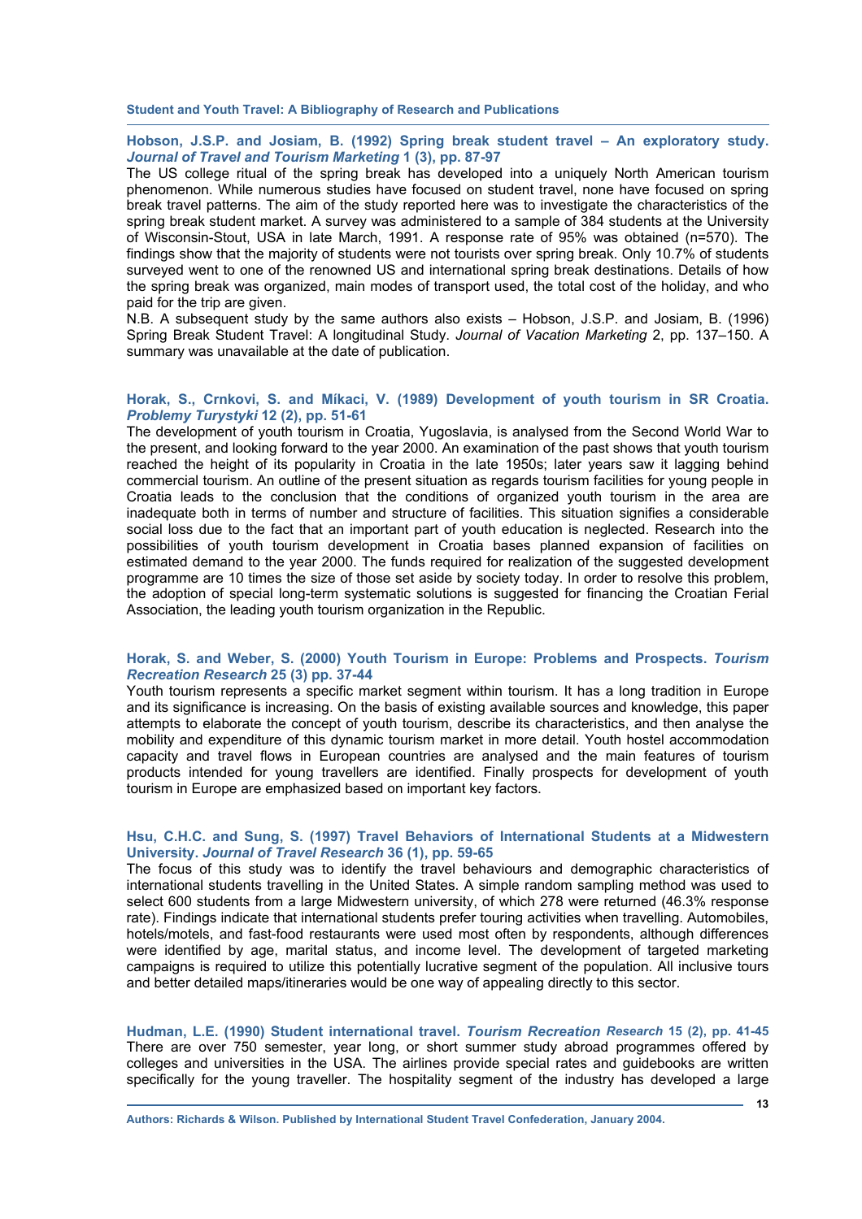**Hobson, J.S.P. and Josiam, B. (1992) Spring break student travel – An exploratory study. *Journal of Travel and Tourism Marketing* 1 (3), pp. 87-97**

The US college ritual of the spring break has developed into a uniquely North American tourism phenomenon. While numerous studies have focused on student travel, none have focused on spring break travel patterns. The aim of the study reported here was to investigate the characteristics of the spring break student market. A survey was administered to a sample of 384 students at the University of Wisconsin-Stout, USA in late March, 1991. A response rate of 95% was obtained (n=570). The findings show that the majority of students were not tourists over spring break. Only 10.7% of students surveyed went to one of the renowned US and international spring break destinations. Details of how the spring break was organized, main modes of transport used, the total cost of the holiday, and who paid for the trip are given.

N.B. A subsequent study by the same authors also exists – Hobson, J.S.P. and Josiam, B. (1996) Spring Break Student Travel: A longitudinal Study. *Journal of Vacation Marketing* 2, pp. 137–150. A summary was unavailable at the date of publication.

**Horak, S., Crnkovi, S. and Míkaci, V. (1989) Development of youth tourism in SR Croatia. *Problemy Turystyki* 12 (2), pp. 51-61**

The development of youth tourism in Croatia, Yugoslavia, is analysed from the Second World War to the present, and looking forward to the year 2000. An examination of the past shows that youth tourism reached the height of its popularity in Croatia in the late 1950s; later years saw it lagging behind commercial tourism. An outline of the present situation as regards tourism facilities for young people in Croatia leads to the conclusion that the conditions of organized youth tourism in the area are inadequate both in terms of number and structure of facilities. This situation signifies a considerable social loss due to the fact that an important part of youth education is neglected. Research into the possibilities of youth tourism development in Croatia bases planned expansion of facilities on estimated demand to the year 2000. The funds required for realization of the suggested development programme are 10 times the size of those set aside by society today. In order to resolve this problem, the adoption of special long-term systematic solutions is suggested for financing the Croatian Ferial Association, the leading youth tourism organization in the Republic.

**Horak, S. and Weber, S. (2000) Youth Tourism in Europe: Problems and Prospects. *Tourism Recreation Research* 25 (3) pp. 37-44**

Youth tourism represents a specific market segment within tourism. It has a long tradition in Europe and its significance is increasing. On the basis of existing available sources and knowledge, this paper attempts to elaborate the concept of youth tourism, describe its characteristics, and then analyse the mobility and expenditure of this dynamic tourism market in more detail. Youth hostel accommodation capacity and travel flows in European countries are analysed and the main features of tourism products intended for young travellers are identified. Finally prospects for development of youth tourism in Europe are emphasized based on important key factors.

**Hsu, C.H.C. and Sung, S. (1997) Travel Behaviors of International Students at a Midwestern University. *Journal of Travel Research* 36 (1), pp. 59-65**

The focus of this study was to identify the travel behaviours and demographic characteristics of international students travelling in the United States. A simple random sampling method was used to select 600 students from a large Midwestern university, of which 278 were returned (46.3% response rate). Findings indicate that international students prefer touring activities when travelling. Automobiles, hotels/motels, and fast-food restaurants were used most often by respondents, although differences were identified by age, marital status, and income level. The development of targeted marketing campaigns is required to utilize this potentially lucrative segment of the population. All inclusive tours and better detailed maps/itineraries would be one way of appealing directly to this sector.

**Hudman, L.E. (1990) Student international travel. *Tourism Recreation Research* 15 (2), pp. 41-45**

There are over 750 semester, year long, or short summer study abroad programmes offered by colleges and universities in the USA. The airlines provide special rates and guidebooks are written specifically for the young traveller. The hospitality segment of the industry has developed a large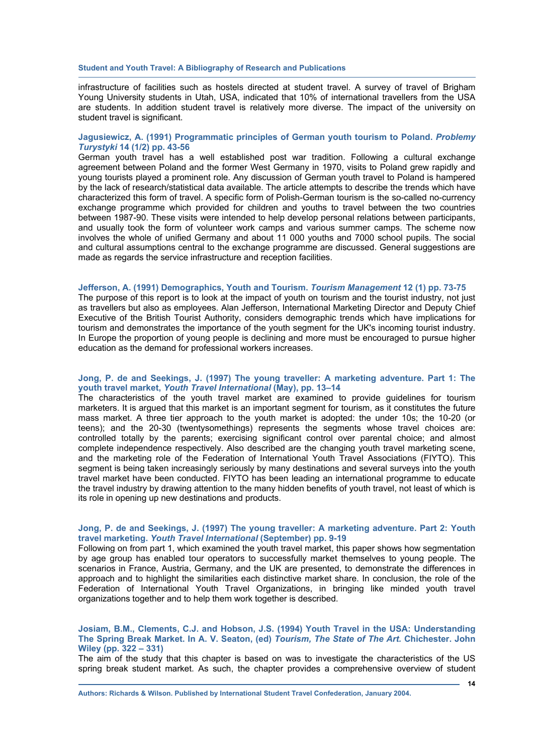infrastructure of facilities such as hostels directed at student travel. A survey of travel of Brigham Young University students in Utah, USA, indicated that 10% of international travellers from the USA are students. In addition student travel is relatively more diverse. The impact of the university on student travel is significant.

**Jagusiewicz, A. (1991) Programmatic principles of German youth tourism to Poland. *Problemy Turystyki* 14 (1/2) pp. 43-56**

German youth travel has a well established post war tradition. Following a cultural exchange agreement between Poland and the former West Germany in 1970, visits to Poland grew rapidly and young tourists played a prominent role. Any discussion of German youth travel to Poland is hampered by the lack of research/statistical data available. The article attempts to describe the trends which have characterized this form of travel. A specific form of Polish-German tourism is the so-called no-currency exchange programme which provided for children and youths to travel between the two countries between 1987-90. These visits were intended to help develop personal relations between participants, and usually took the form of volunteer work camps and various summer camps. The scheme now involves the whole of unified Germany and about 11 000 youths and 7000 school pupils. The social and cultural assumptions central to the exchange programme are discussed. General suggestions are made as regards the service infrastructure and reception facilities.

**Jefferson, A. (1991) Demographics, Youth and Tourism. *Tourism Management* 12 (1) pp. 73-75**

The purpose of this report is to look at the impact of youth on tourism and the tourist industry, not just as travellers but also as employees. Alan Jefferson, International Marketing Director and Deputy Chief Executive of the British Tourist Authority, considers demographic trends which have implications for tourism and demonstrates the importance of the youth segment for the UK's incoming tourist industry. In Europe the proportion of young people is declining and more must be encouraged to pursue higher education as the demand for professional workers increases.

**Jong, P. de and Seekings, J. (1997) The young traveller: A marketing adventure. Part 1: The youth travel market, *Youth Travel International* (May), pp. 13–14**

The characteristics of the youth travel market are examined to provide guidelines for tourism marketers. It is argued that this market is an important segment for tourism, as it constitutes the future mass market. A three tier approach to the youth market is adopted: the under 10s; the 10-20 (or teens); and the 20-30 (twentysomethings) represents the segments whose travel choices are: controlled totally by the parents; exercising significant control over parental choice; and almost complete independence respectively. Also described are the changing youth travel marketing scene, and the marketing role of the Federation of International Youth Travel Associations (FIYTO). This segment is being taken increasingly seriously by many destinations and several surveys into the youth travel market have been conducted. FIYTO has been leading an international programme to educate the travel industry by drawing attention to the many hidden benefits of youth travel, not least of which is its role in opening up new destinations and products.

**Jong, P. de and Seekings, J. (1997) The young traveller: A marketing adventure. Part 2: Youth travel marketing. *Youth Travel International* (September) pp. 9-19**

Following on from part 1, which examined the youth travel market, this paper shows how segmentation by age group has enabled tour operators to successfully market themselves to young people. The scenarios in France, Austria, Germany, and the UK are presented, to demonstrate the differences in approach and to highlight the similarities each distinctive market share. In conclusion, the role of the Federation of International Youth Travel Organizations, in bringing like minded youth travel organizations together and to help them work together is described.

**Josiam, B.M., Clements, C.J. and Hobson, J.S. (1994) Youth Travel in the USA: Understanding The Spring Break Market. In A. V. Seaton, (ed) *Tourism, The State of The Art.* Chichester. John Wiley (pp. 322 – 331)**

The aim of the study that this chapter is based on was to investigate the characteristics of the US spring break student market. As such, the chapter provides a comprehensive overview of student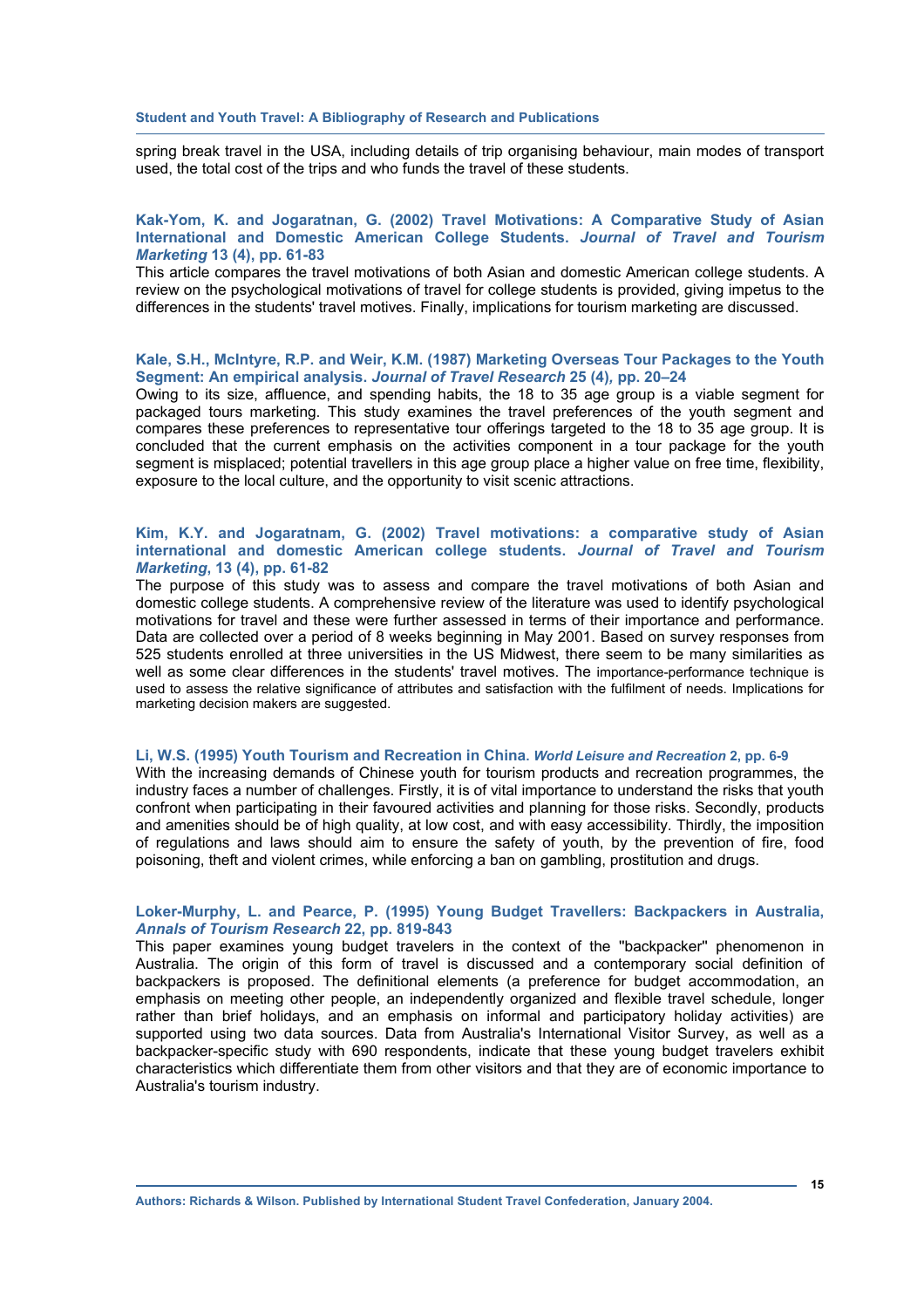spring break travel in the USA, including details of trip organising behaviour, main modes of transport used, the total cost of the trips and who funds the travel of these students.

**Kak-Yom, K. and Jogaratnan, G. (2002) Travel Motivations: A Comparative Study of Asian International and Domestic American College Students. *Journal of Travel and Tourism Marketing* 13 (4), pp. 61-83**

This article compares the travel motivations of both Asian and domestic American college students. A review on the psychological motivations of travel for college students is provided, giving impetus to the differences in the students' travel motives. Finally, implications for tourism marketing are discussed.

**Kale, S.H., McIntyre, R.P. and Weir, K.M. (1987) Marketing Overseas Tour Packages to the Youth Segment: An empirical analysis. *Journal of Travel Research* 25 (4), pp. 20–24**

Owing to its size, affluence, and spending habits, the 18 to 35 age group is a viable segment for packaged tours marketing. This study examines the travel preferences of the youth segment and compares these preferences to representative tour offerings targeted to the 18 to 35 age group. It is concluded that the current emphasis on the activities component in a tour package for the youth segment is misplaced; potential travellers in this age group place a higher value on free time, flexibility, exposure to the local culture, and the opportunity to visit scenic attractions.

**Kim, K.Y. and Jogaratnam, G. (2002) Travel motivations: a comparative study of Asian international and domestic American college students. *Journal of Travel and Tourism Marketing*, 13 (4), pp. 61-82**

The purpose of this study was to assess and compare the travel motivations of both Asian and domestic college students. A comprehensive review of the literature was used to identify psychological motivations for travel and these were further assessed in terms of their importance and performance. Data are collected over a period of 8 weeks beginning in May 2001. Based on survey responses from 525 students enrolled at three universities in the US Midwest, there seem to be many similarities as well as some clear differences in the students' travel motives. The importance-performance technique is used to assess the relative significance of attributes and satisfaction with the fulfilment of needs. Implications for marketing decision makers are suggested.

**Li, W.S. (1995) Youth Tourism and Recreation in China. *World Leisure and Recreation* 2, pp. 6-9**

With the increasing demands of Chinese youth for tourism products and recreation programmes, the industry faces a number of challenges. Firstly, it is of vital importance to understand the risks that youth confront when participating in their favoured activities and planning for those risks. Secondly, products and amenities should be of high quality, at low cost, and with easy accessibility. Thirdly, the imposition of regulations and laws should aim to ensure the safety of youth, by the prevention of fire, food poisoning, theft and violent crimes, while enforcing a ban on gambling, prostitution and drugs.

**Loker-Murphy, L. and Pearce, P. (1995) Young Budget Travellers: Backpackers in Australia, *Annals of Tourism Research* 22, pp. 819-843**

This paper examines young budget travelers in the context of the "backpacker" phenomenon in Australia. The origin of this form of travel is discussed and a contemporary social definition of backpackers is proposed. The definitional elements (a preference for budget accommodation, an emphasis on meeting other people, an independently organized and flexible travel schedule, longer rather than brief holidays, and an emphasis on informal and participatory holiday activities) are supported using two data sources. Data from Australia's International Visitor Survey, as well as a backpacker-specific study with 690 respondents, indicate that these young budget travelers exhibit characteristics which differentiate them from other visitors and that they are of economic importance to Australia's tourism industry.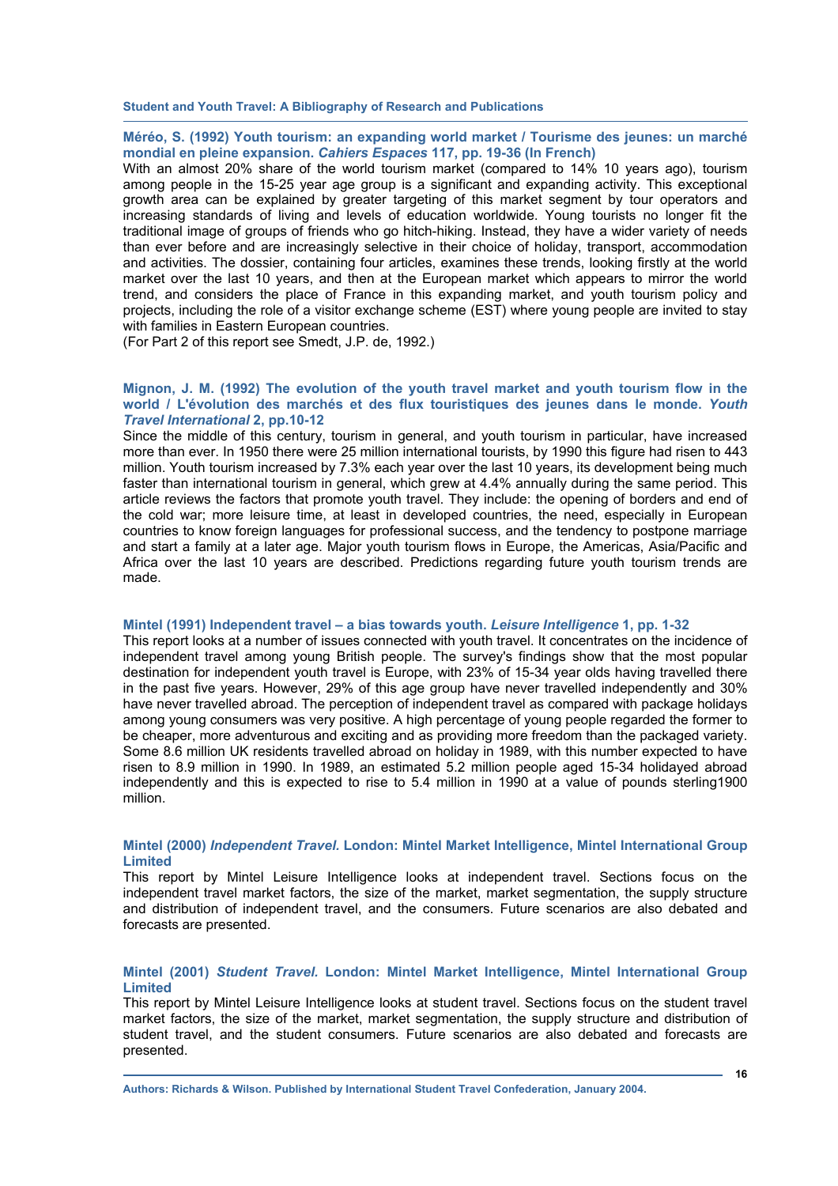**Méréo, S. (1992) Youth tourism: an expanding world market / Tourisme des jeunes: un marché mondial en pleine expansion. *Cahiers Espaces* 117, pp. 19-36 (In French)**

With an almost 20% share of the world tourism market (compared to 14% 10 years ago), tourism among people in the 15-25 year age group is a significant and expanding activity. This exceptional growth area can be explained by greater targeting of this market segment by tour operators and increasing standards of living and levels of education worldwide. Young tourists no longer fit the traditional image of groups of friends who go hitch-hiking. Instead, they have a wider variety of needs than ever before and are increasingly selective in their choice of holiday, transport, accommodation and activities. The dossier, containing four articles, examines these trends, looking firstly at the world market over the last 10 years, and then at the European market which appears to mirror the world trend, and considers the place of France in this expanding market, and youth tourism policy and projects, including the role of a visitor exchange scheme (EST) where young people are invited to stay with families in Eastern European countries.
(For Part 2 of this report see Smedt, J.P. de, 1992.)

**Mignon, J. M. (1992) The evolution of the youth travel market and youth tourism flow in the world / L'évolution des marchés et des flux touristiques des jeunes dans le monde. *Youth Travel International* 2, pp.10-12**

Since the middle of this century, tourism in general, and youth tourism in particular, have increased more than ever. In 1950 there were 25 million international tourists, by 1990 this figure had risen to 443 million. Youth tourism increased by 7.3% each year over the last 10 years, its development being much faster than international tourism in general, which grew at 4.4% annually during the same period. This article reviews the factors that promote youth travel. They include: the opening of borders and end of the cold war; more leisure time, at least in developed countries, the need, especially in European countries to know foreign languages for professional success, and the tendency to postpone marriage and start a family at a later age. Major youth tourism flows in Europe, the Americas, Asia/Pacific and Africa over the last 10 years are described. Predictions regarding future youth tourism trends are made.

**Mintel (1991) Independent travel – a bias towards youth. *Leisure Intelligence* 1, pp. 1-32**

This report looks at a number of issues connected with youth travel. It concentrates on the incidence of independent travel among young British people. The survey's findings show that the most popular destination for independent youth travel is Europe, with 23% of 15-34 year olds having travelled there in the past five years. However, 29% of this age group have never travelled independently and 30% have never travelled abroad. The perception of independent travel as compared with package holidays among young consumers was very positive. A high percentage of young people regarded the former to be cheaper, more adventurous and exciting and as providing more freedom than the packaged variety. Some 8.6 million UK residents travelled abroad on holiday in 1989, with this number expected to have risen to 8.9 million in 1990. In 1989, an estimated 5.2 million people aged 15-34 holidayed abroad independently and this is expected to rise to 5.4 million in 1990 at a value of pounds sterling1900 million.

**Mintel (2000) *Independent Travel.* London: Mintel Market Intelligence, Mintel International Group Limited**

This report by Mintel Leisure Intelligence looks at independent travel. Sections focus on the independent travel market factors, the size of the market, market segmentation, the supply structure and distribution of independent travel, and the consumers. Future scenarios are also debated and forecasts are presented.

**Mintel (2001) *Student Travel.* London: Mintel Market Intelligence, Mintel International Group Limited**

This report by Mintel Leisure Intelligence looks at student travel. Sections focus on the student travel market factors, the size of the market, market segmentation, the supply structure and distribution of student travel, and the student consumers. Future scenarios are also debated and forecasts are presented.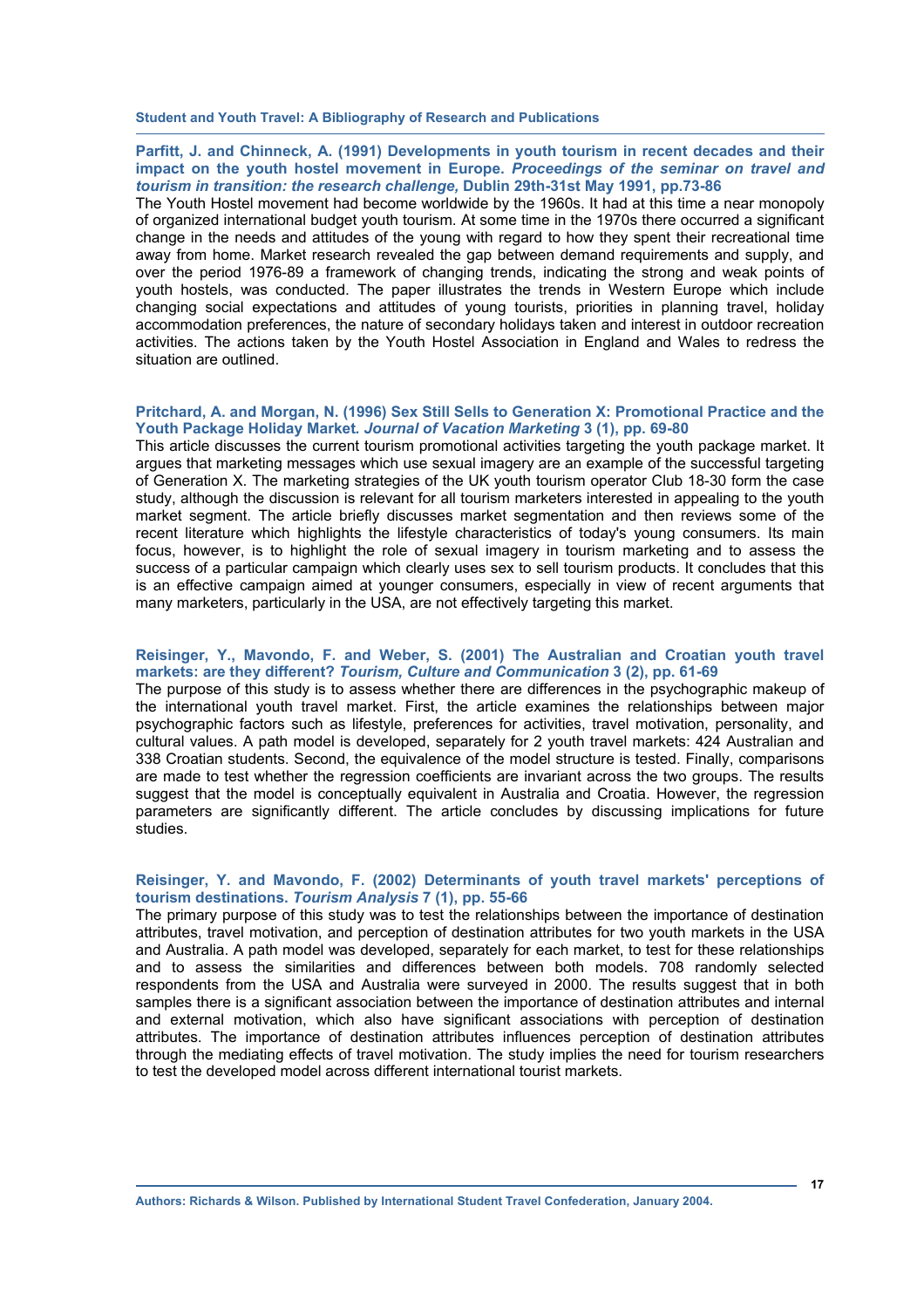**Parfitt, J. and Chinneck, A. (1991) Developments in youth tourism in recent decades and their impact on the youth hostel movement in Europe. *Proceedings of the seminar on travel and tourism in transition: the research challenge,* Dublin 29th-31st May 1991, pp.73-86**

The Youth Hostel movement had become worldwide by the 1960s. It had at this time a near monopoly of organized international budget youth tourism. At some time in the 1970s there occurred a significant change in the needs and attitudes of the young with regard to how they spent their recreational time away from home. Market research revealed the gap between demand requirements and supply, and over the period 1976-89 a framework of changing trends, indicating the strong and weak points of youth hostels, was conducted. The paper illustrates the trends in Western Europe which include changing social expectations and attitudes of young tourists, priorities in planning travel, holiday accommodation preferences, the nature of secondary holidays taken and interest in outdoor recreation activities. The actions taken by the Youth Hostel Association in England and Wales to redress the situation are outlined.

**Pritchard, A. and Morgan, N. (1996) Sex Still Sells to Generation X: Promotional Practice and the Youth Package Holiday Market. *Journal of Vacation Marketing* 3 (1), pp. 69-80**

This article discusses the current tourism promotional activities targeting the youth package market. It argues that marketing messages which use sexual imagery are an example of the successful targeting of Generation X. The marketing strategies of the UK youth tourism operator Club 18-30 form the case study, although the discussion is relevant for all tourism marketers interested in appealing to the youth market segment. The article briefly discusses market segmentation and then reviews some of the recent literature which highlights the lifestyle characteristics of today's young consumers. Its main focus, however, is to highlight the role of sexual imagery in tourism marketing and to assess the success of a particular campaign which clearly uses sex to sell tourism products. It concludes that this is an effective campaign aimed at younger consumers, especially in view of recent arguments that many marketers, particularly in the USA, are not effectively targeting this market.

**Reisinger, Y., Mavondo, F. and Weber, S. (2001) The Australian and Croatian youth travel markets: are they different? *Tourism, Culture and Communication* 3 (2), pp. 61-69**

The purpose of this study is to assess whether there are differences in the psychographic makeup of the international youth travel market. First, the article examines the relationships between major psychographic factors such as lifestyle, preferences for activities, travel motivation, personality, and cultural values. A path model is developed, separately for 2 youth travel markets: 424 Australian and 338 Croatian students. Second, the equivalence of the model structure is tested. Finally, comparisons are made to test whether the regression coefficients are invariant across the two groups. The results suggest that the model is conceptually equivalent in Australia and Croatia. However, the regression parameters are significantly different. The article concludes by discussing implications for future studies.

**Reisinger, Y. and Mavondo, F. (2002) Determinants of youth travel markets' perceptions of tourism destinations. *Tourism Analysis* 7 (1), pp. 55-66**

The primary purpose of this study was to test the relationships between the importance of destination attributes, travel motivation, and perception of destination attributes for two youth markets in the USA and Australia. A path model was developed, separately for each market, to test for these relationships and to assess the similarities and differences between both models. 708 randomly selected respondents from the USA and Australia were surveyed in 2000. The results suggest that in both samples there is a significant association between the importance of destination attributes and internal and external motivation, which also have significant associations with perception of destination attributes. The importance of destination attributes influences perception of destination attributes through the mediating effects of travel motivation. The study implies the need for tourism researchers to test the developed model across different international tourist markets.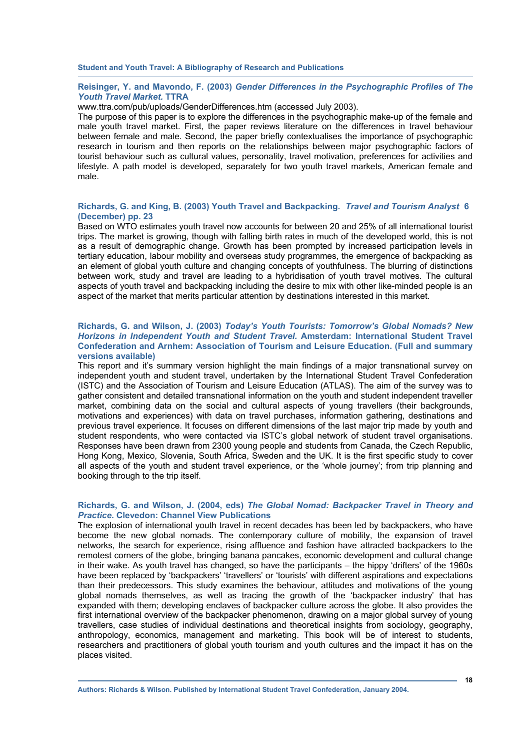**Reisinger, Y. and Mavondo, F. (2003)** ***Gender Differences in the Psychographic Profiles of The Youth Travel Market.*** **TTRA**

www.ttra.com/pub/uploads/GenderDifferences.htm (accessed July 2003).

The purpose of this paper is to explore the differences in the psychographic make-up of the female and male youth travel market. First, the paper reviews literature on the differences in travel behaviour between female and male. Second, the paper briefly contextualises the importance of psychographic research in tourism and then reports on the relationships between major psychographic factors of tourist behaviour such as cultural values, personality, travel motivation, preferences for activities and lifestyle. A path model is developed, separately for two youth travel markets, American female and male.

**Richards, G. and King, B. (2003) Youth Travel and Backpacking.** ***Travel and Tourism Analyst*** **6 (December) pp. 23**

Based on WTO estimates youth travel now accounts for between 20 and 25% of all international tourist trips. The market is growing, though with falling birth rates in much of the developed world, this is not as a result of demographic change. Growth has been prompted by increased participation levels in tertiary education, labour mobility and overseas study programmes, the emergence of backpacking as an element of global youth culture and changing concepts of youthfulness. The blurring of distinctions between work, study and travel are leading to a hybridisation of youth travel motives. The cultural aspects of youth travel and backpacking including the desire to mix with other like-minded people is an aspect of the market that merits particular attention by destinations interested in this market.

**Richards, G. and Wilson, J. (2003)** ***Today's Youth Tourists: Tomorrow's Global Nomads? New Horizons in Independent Youth and Student Travel.*** **Amsterdam: International Student Travel Confederation and Arnhem: Association of Tourism and Leisure Education. (Full and summary versions available)**

This report and it's summary version highlight the main findings of a major transnational survey on independent youth and student travel, undertaken by the International Student Travel Confederation (ISTC) and the Association of Tourism and Leisure Education (ATLAS). The aim of the survey was to gather consistent and detailed transnational information on the youth and student independent traveller market, combining data on the social and cultural aspects of young travellers (their backgrounds, motivations and experiences) with data on travel purchases, information gathering, destinations and previous travel experience. It focuses on different dimensions of the last major trip made by youth and student respondents, who were contacted via ISTC's global network of student travel organisations. Responses have been drawn from 2300 young people and students from Canada, the Czech Republic, Hong Kong, Mexico, Slovenia, South Africa, Sweden and the UK. It is the first specific study to cover all aspects of the youth and student travel experience, or the 'whole journey'; from trip planning and booking through to the trip itself.

**Richards, G. and Wilson, J. (2004, eds)** ***The Global Nomad: Backpacker Travel in Theory and Practice.*** **Clevedon: Channel View Publications**

The explosion of international youth travel in recent decades has been led by backpackers, who have become the new global nomads. The contemporary culture of mobility, the expansion of travel networks, the search for experience, rising affluence and fashion have attracted backpackers to the remotest corners of the globe, bringing banana pancakes, economic development and cultural change in their wake. As youth travel has changed, so have the participants – the hippy 'drifters' of the 1960s have been replaced by 'backpackers' 'travellers' or 'tourists' with different aspirations and expectations than their predecessors. This study examines the behaviour, attitudes and motivations of the young global nomads themselves, as well as tracing the growth of the 'backpacker industry' that has expanded with them; developing enclaves of backpacker culture across the globe. It also provides the first international overview of the backpacker phenomenon, drawing on a major global survey of young travellers, case studies of individual destinations and theoretical insights from sociology, geography, anthropology, economics, management and marketing. This book will be of interest to students, researchers and practitioners of global youth tourism and youth cultures and the impact it has on the places visited.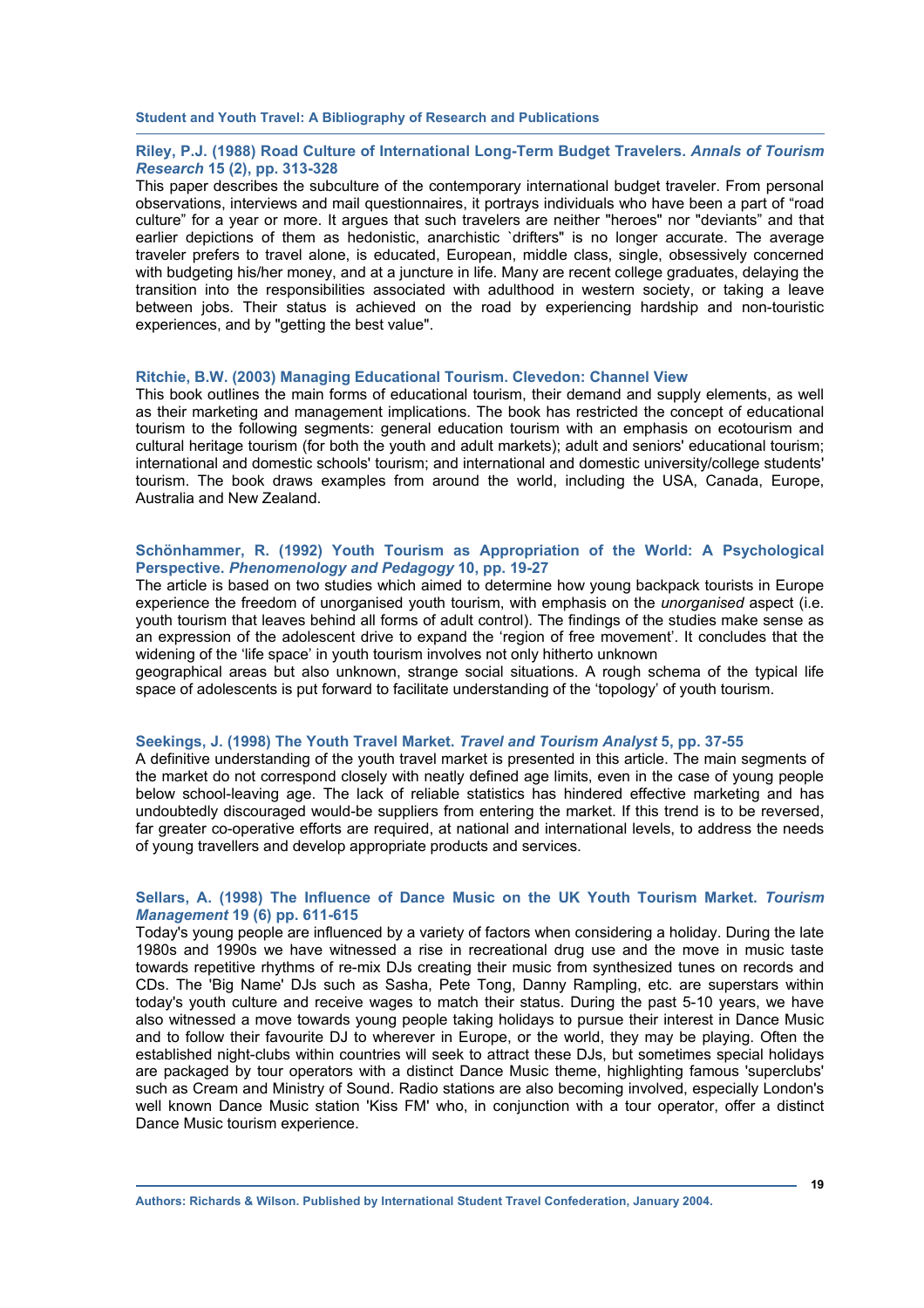**Riley, P.J. (1988) Road Culture of International Long-Term Budget Travelers. *Annals of Tourism Research* 15 (2), pp. 313-328**

This paper describes the subculture of the contemporary international budget traveler. From personal observations, interviews and mail questionnaires, it portrays individuals who have been a part of "road culture" for a year or more. It argues that such travelers are neither "heroes" nor "deviants" and that earlier depictions of them as hedonistic, anarchistic `drifters" is no longer accurate. The average traveler prefers to travel alone, is educated, European, middle class, single, obsessively concerned with budgeting his/her money, and at a juncture in life. Many are recent college graduates, delaying the transition into the responsibilities associated with adulthood in western society, or taking a leave between jobs. Their status is achieved on the road by experiencing hardship and non-touristic experiences, and by "getting the best value".

**Ritchie, B.W. (2003) Managing Educational Tourism. Clevedon: Channel View**

This book outlines the main forms of educational tourism, their demand and supply elements, as well as their marketing and management implications. The book has restricted the concept of educational tourism to the following segments: general education tourism with an emphasis on ecotourism and cultural heritage tourism (for both the youth and adult markets); adult and seniors' educational tourism; international and domestic schools' tourism; and international and domestic university/college students' tourism. The book draws examples from around the world, including the USA, Canada, Europe, Australia and New Zealand.

**Schönhammer, R. (1992) Youth Tourism as Appropriation of the World: A Psychological Perspective. *Phenomenology and Pedagogy* 10, pp. 19-27**

The article is based on two studies which aimed to determine how young backpack tourists in Europe experience the freedom of unorganised youth tourism, with emphasis on the *unorganised* aspect (i.e. youth tourism that leaves behind all forms of adult control). The findings of the studies make sense as an expression of the adolescent drive to expand the 'region of free movement'. It concludes that the widening of the 'life space' in youth tourism involves not only hitherto unknown geographical areas but also unknown, strange social situations. A rough schema of the typical life space of adolescents is put forward to facilitate understanding of the 'topology' of youth tourism.

**Seekings, J. (1998) The Youth Travel Market. *Travel and Tourism Analyst* 5, pp. 37-55**

A definitive understanding of the youth travel market is presented in this article. The main segments of the market do not correspond closely with neatly defined age limits, even in the case of young people below school-leaving age. The lack of reliable statistics has hindered effective marketing and has undoubtedly discouraged would-be suppliers from entering the market. If this trend is to be reversed, far greater co-operative efforts are required, at national and international levels, to address the needs of young travellers and develop appropriate products and services.

**Sellars, A. (1998) The Influence of Dance Music on the UK Youth Tourism Market. *Tourism Management* 19 (6) pp. 611-615**

Today's young people are influenced by a variety of factors when considering a holiday. During the late 1980s and 1990s we have witnessed a rise in recreational drug use and the move in music taste towards repetitive rhythms of re-mix DJs creating their music from synthesized tunes on records and CDs. The 'Big Name' DJs such as Sasha, Pete Tong, Danny Rampling, etc. are superstars within today's youth culture and receive wages to match their status. During the past 5-10 years, we have also witnessed a move towards young people taking holidays to pursue their interest in Dance Music and to follow their favourite DJ to wherever in Europe, or the world, they may be playing. Often the established night-clubs within countries will seek to attract these DJs, but sometimes special holidays are packaged by tour operators with a distinct Dance Music theme, highlighting famous 'superclubs' such as Cream and Ministry of Sound. Radio stations are also becoming involved, especially London's well known Dance Music station 'Kiss FM' who, in conjunction with a tour operator, offer a distinct Dance Music tourism experience.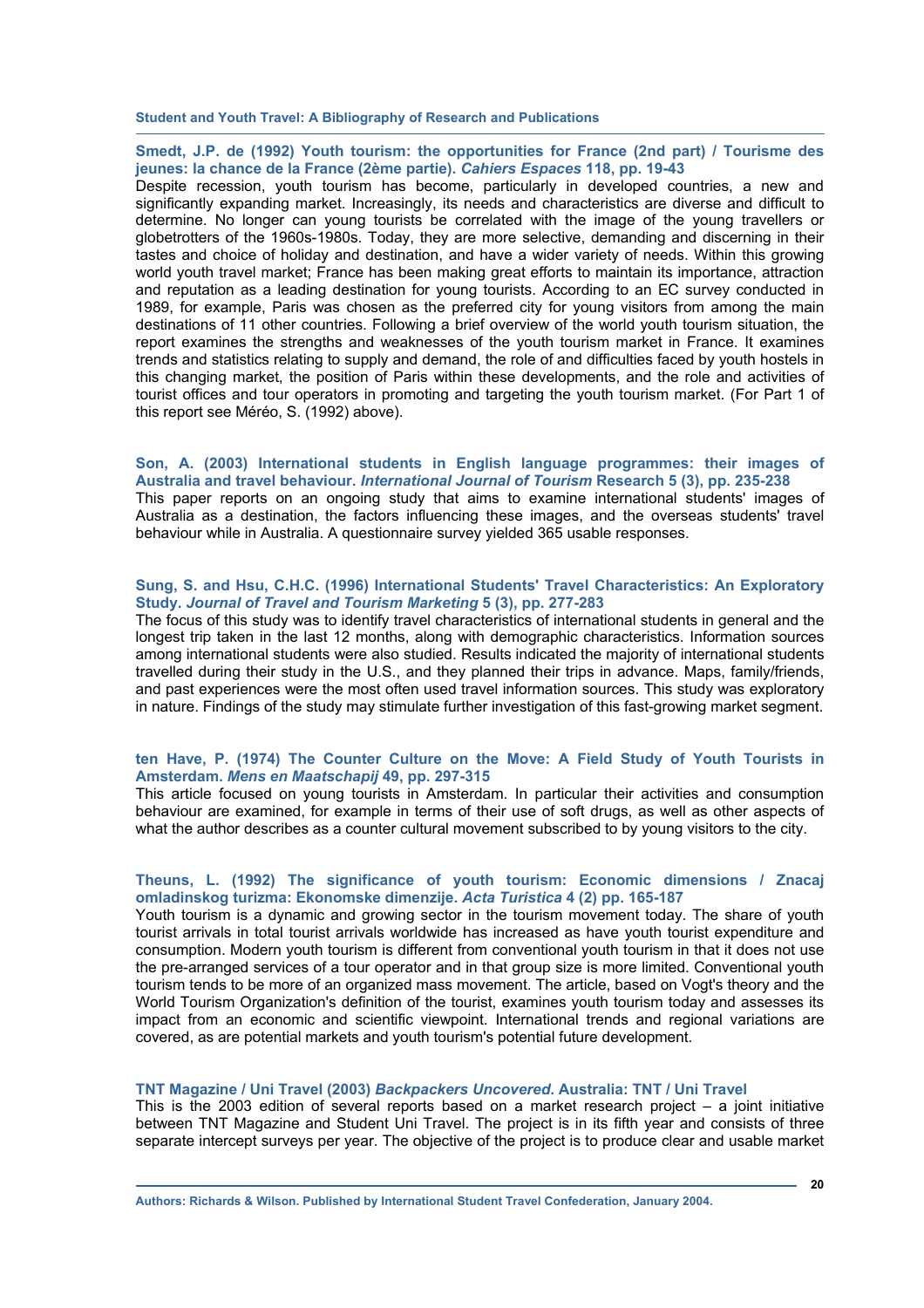**Smedt, J.P. de (1992) Youth tourism: the opportunities for France (2nd part) / Tourisme des jeunes: la chance de la France (2ème partie).** ***Cahiers Espaces*** **118, pp. 19-43**
Despite recession, youth tourism has become, particularly in developed countries, a new and significantly expanding market. Increasingly, its needs and characteristics are diverse and difficult to determine. No longer can young tourists be correlated with the image of the young travellers or globetrotters of the 1960s-1980s. Today, they are more selective, demanding and discerning in their tastes and choice of holiday and destination, and have a wider variety of needs. Within this growing world youth travel market; France has been making great efforts to maintain its importance, attraction and reputation as a leading destination for young tourists. According to an EC survey conducted in 1989, for example, Paris was chosen as the preferred city for young visitors from among the main destinations of 11 other countries. Following a brief overview of the world youth tourism situation, the report examines the strengths and weaknesses of the youth tourism market in France. It examines trends and statistics relating to supply and demand, the role of and difficulties faced by youth hostels in this changing market, the position of Paris within these developments, and the role and activities of tourist offices and tour operators in promoting and targeting the youth tourism market. (For Part 1 of this report see Méréo, S. (1992) above).

**Son, A. (2003) International students in English language programmes: their images of Australia and travel behaviour.** ***International Journal of Tourism*** **Research 5 (3), pp. 235-238**
This paper reports on an ongoing study that aims to examine international students' images of Australia as a destination, the factors influencing these images, and the overseas students' travel behaviour while in Australia. A questionnaire survey yielded 365 usable responses.

**Sung, S. and Hsu, C.H.C. (1996) International Students' Travel Characteristics: An Exploratory Study.** ***Journal of Travel and Tourism Marketing*** **5 (3), pp. 277-283**
The focus of this study was to identify travel characteristics of international students in general and the longest trip taken in the last 12 months, along with demographic characteristics. Information sources among international students were also studied. Results indicated the majority of international students travelled during their study in the U.S., and they planned their trips in advance. Maps, family/friends, and past experiences were the most often used travel information sources. This study was exploratory in nature. Findings of the study may stimulate further investigation of this fast-growing market segment.

**ten Have, P. (1974) The Counter Culture on the Move: A Field Study of Youth Tourists in Amsterdam.** ***Mens en Maatschapij*** **49, pp. 297-315**
This article focused on young tourists in Amsterdam. In particular their activities and consumption behaviour are examined, for example in terms of their use of soft drugs, as well as other aspects of what the author describes as a counter cultural movement subscribed to by young visitors to the city.

**Theuns, L. (1992) The significance of youth tourism: Economic dimensions / Znacaj omladinskog turizma: Ekonomske dimenzije.** ***Acta Turistica*** **4 (2) pp. 165-187**
Youth tourism is a dynamic and growing sector in the tourism movement today. The share of youth tourist arrivals in total tourist arrivals worldwide has increased as have youth tourist expenditure and consumption. Modern youth tourism is different from conventional youth tourism in that it does not use the pre-arranged services of a tour operator and in that group size is more limited. Conventional youth tourism tends to be more of an organized mass movement. The article, based on Vogt's theory and the World Tourism Organization's definition of the tourist, examines youth tourism today and assesses its impact from an economic and scientific viewpoint. International trends and regional variations are covered, as are potential markets and youth tourism's potential future development.

**TNT Magazine / Uni Travel (2003)** ***Backpackers Uncovered*****. Australia: TNT / Uni Travel**
This is the 2003 edition of several reports based on a market research project – a joint initiative between TNT Magazine and Student Uni Travel. The project is in its fifth year and consists of three separate intercept surveys per year. The objective of the project is to produce clear and usable market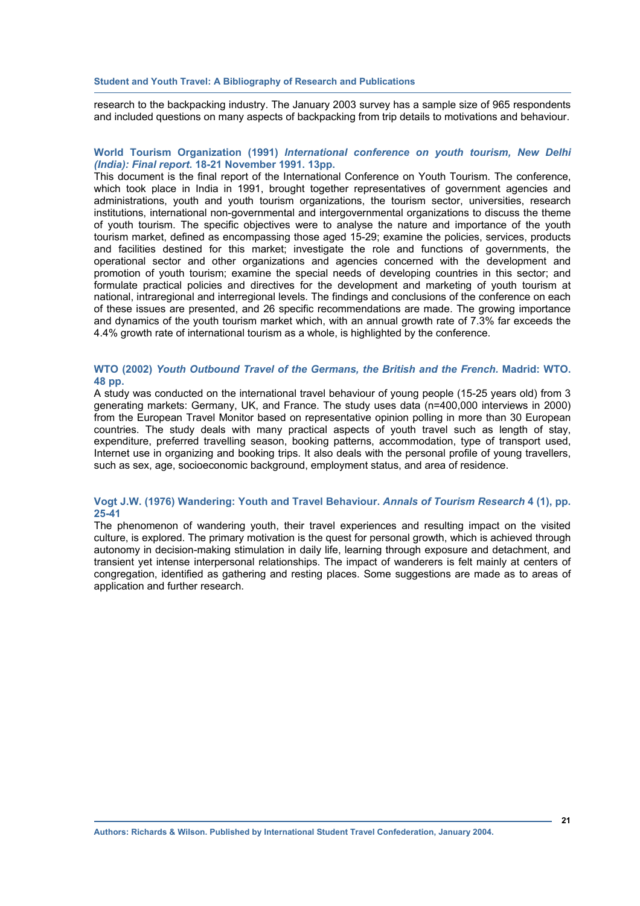research to the backpacking industry. The January 2003 survey has a sample size of 965 respondents and included questions on many aspects of backpacking from trip details to motivations and behaviour.

**World Tourism Organization (1991)** ***International conference on youth tourism, New Delhi (India): Final report.*** **18-21 November 1991. 13pp.**

This document is the final report of the International Conference on Youth Tourism. The conference, which took place in India in 1991, brought together representatives of government agencies and administrations, youth and youth tourism organizations, the tourism sector, universities, research institutions, international non-governmental and intergovernmental organizations to discuss the theme of youth tourism. The specific objectives were to analyse the nature and importance of the youth tourism market, defined as encompassing those aged 15-29; examine the policies, services, products and facilities destined for this market; investigate the role and functions of governments, the operational sector and other organizations and agencies concerned with the development and promotion of youth tourism; examine the special needs of developing countries in this sector; and formulate practical policies and directives for the development and marketing of youth tourism at national, intraregional and interregional levels. The findings and conclusions of the conference on each of these issues are presented, and 26 specific recommendations are made. The growing importance and dynamics of the youth tourism market which, with an annual growth rate of 7.3% far exceeds the 4.4% growth rate of international tourism as a whole, is highlighted by the conference.

**WTO (2002)** ***Youth Outbound Travel of the Germans, the British and the French.*** **Madrid: WTO. 48 pp.**

A study was conducted on the international travel behaviour of young people (15-25 years old) from 3 generating markets: Germany, UK, and France. The study uses data (n=400,000 interviews in 2000) from the European Travel Monitor based on representative opinion polling in more than 30 European countries. The study deals with many practical aspects of youth travel such as length of stay, expenditure, preferred travelling season, booking patterns, accommodation, type of transport used, Internet use in organizing and booking trips. It also deals with the personal profile of young travellers, such as sex, age, socioeconomic background, employment status, and area of residence.

**Vogt J.W. (1976) Wandering: Youth and Travel Behaviour.** ***Annals of Tourism Research*** **4 (1), pp. 25-41**

The phenomenon of wandering youth, their travel experiences and resulting impact on the visited culture, is explored. The primary motivation is the quest for personal growth, which is achieved through autonomy in decision-making stimulation in daily life, learning through exposure and detachment, and transient yet intense interpersonal relationships. The impact of wanderers is felt mainly at centers of congregation, identified as gathering and resting places. Some suggestions are made as to areas of application and further research.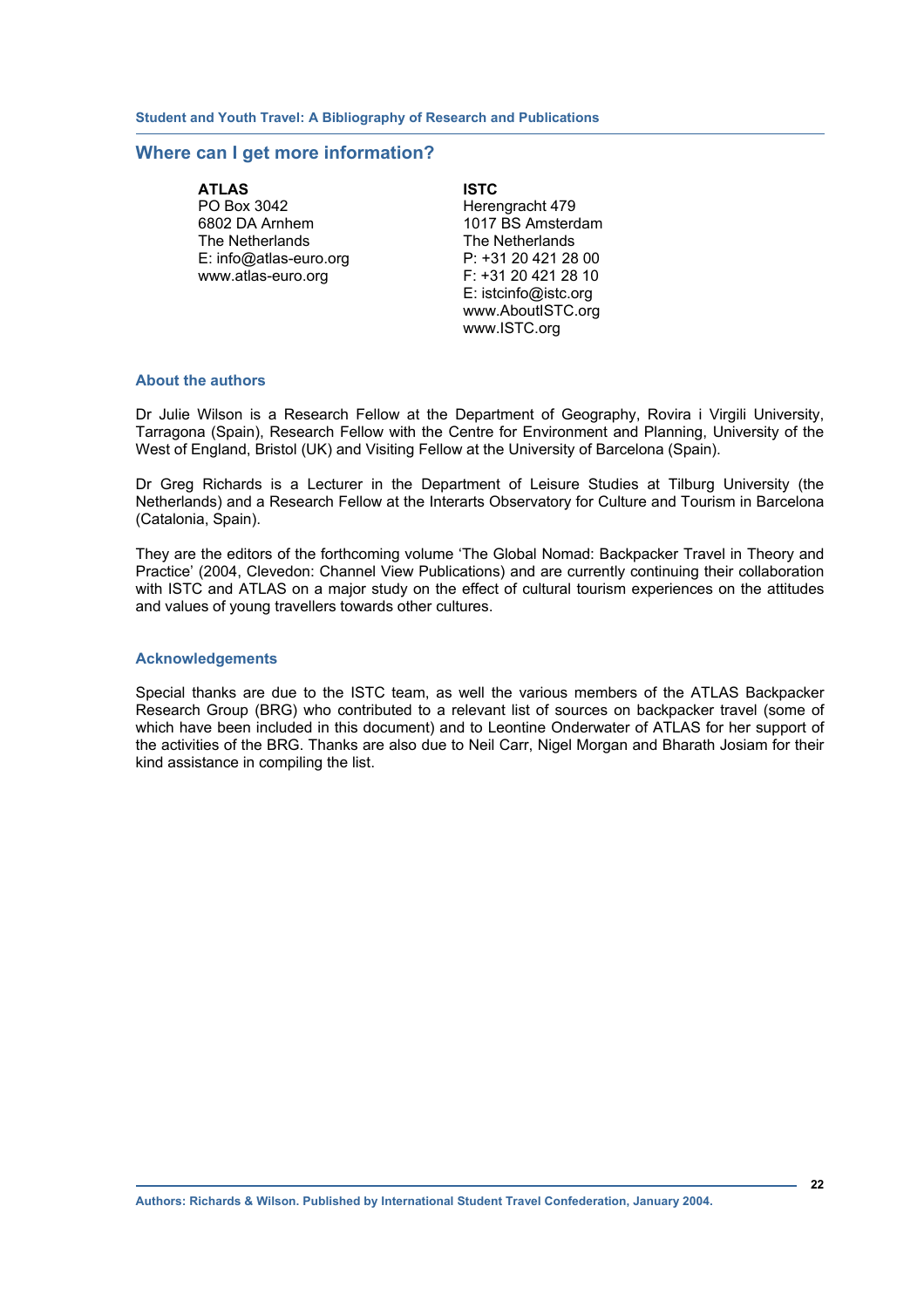## Where can I get more information?

**ATLAS**
PO Box 3042
6802 DA Arnhem
The Netherlands
E: info@atlas-euro.org
www.atlas-euro.org

**ISTC**
Herengracht 479
1017 BS Amsterdam
The Netherlands
P: +31 20 421 28 00
F: +31 20 421 28 10
E: istcinfo@istc.org
www.AboutISTC.org
www.ISTC.org

### About the authors

Dr Julie Wilson is a Research Fellow at the Department of Geography, Rovira i Virgili University, Tarragona (Spain), Research Fellow with the Centre for Environment and Planning, University of the West of England, Bristol (UK) and Visiting Fellow at the University of Barcelona (Spain).

Dr Greg Richards is a Lecturer in the Department of Leisure Studies at Tilburg University (the Netherlands) and a Research Fellow at the Interarts Observatory for Culture and Tourism in Barcelona (Catalonia, Spain).

They are the editors of the forthcoming volume 'The Global Nomad: Backpacker Travel in Theory and Practice' (2004, Clevedon: Channel View Publications) and are currently continuing their collaboration with ISTC and ATLAS on a major study on the effect of cultural tourism experiences on the attitudes and values of young travellers towards other cultures.

### Acknowledgements

Special thanks are due to the ISTC team, as well the various members of the ATLAS Backpacker Research Group (BRG) who contributed to a relevant list of sources on backpacker travel (some of which have been included in this document) and to Leontine Onderwater of ATLAS for her support of the activities of the BRG. Thanks are also due to Neil Carr, Nigel Morgan and Bharath Josiam for their kind assistance in compiling the list.